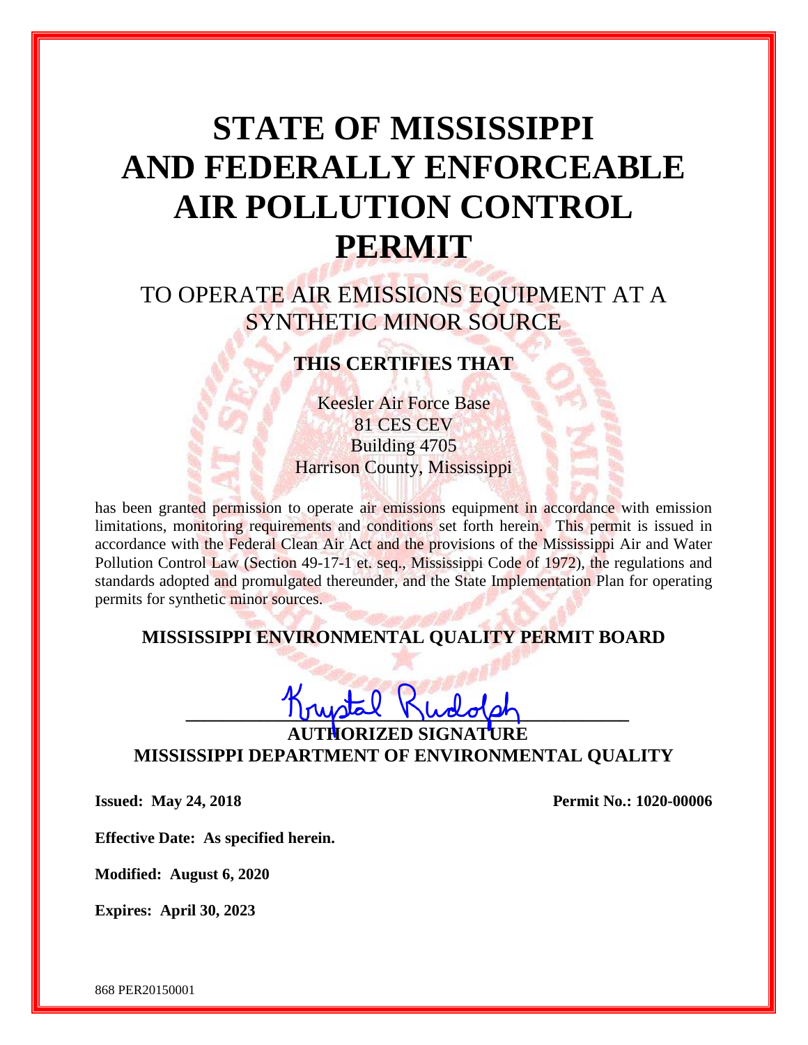# STATE OF MISSISSIPPI AND FEDERALLY ENFORCEABLE AIR POLLUTION CONTROL PERMIT

## TO OPERATE AIR EMISSIONS EQUIPMENT AT A SYNTHETIC MINOR SOURCE

### THIS CERTIFIES THAT

Keesler Air Force Base
81 CES CEV
Building 4705
Harrison County, Mississippi

has been granted permission to operate air emissions equipment in accordance with emission limitations, monitoring requirements and conditions set forth herein. This permit is issued in accordance with the Federal Clean Air Act and the provisions of the Mississippi Air and Water Pollution Control Law (Section 49-17-1 et. seq., Mississippi Code of 1972), the regulations and standards adopted and promulgated thereunder, and the State Implementation Plan for operating permits for synthetic minor sources.

**MISSISSIPPI ENVIRONMENTAL QUALITY PERMIT BOARD**

Krystal Rudolph
**AUTHORIZED SIGNATURE**
**MISSISSIPPI DEPARTMENT OF ENVIRONMENTAL QUALITY**

**Issued: May 24, 2018** **Permit No.: 1020-00006**

**Effective Date: As specified herein.**

**Modified: August 6, 2020**

**Expires: April 30, 2023**

868 PER20150001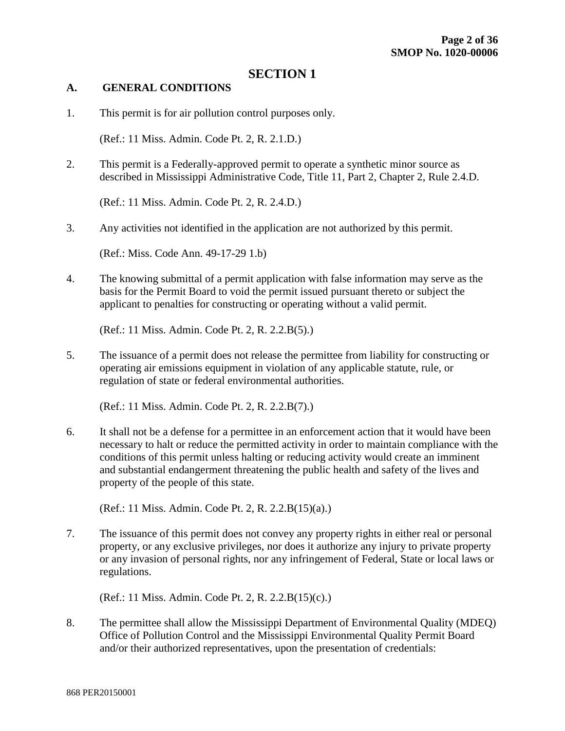# SECTION 1

## A. GENERAL CONDITIONS

1. This permit is for air pollution control purposes only.

   (Ref.: 11 Miss. Admin. Code Pt. 2, R. 2.1.D.)

2. This permit is a Federally-approved permit to operate a synthetic minor source as described in Mississippi Administrative Code, Title 11, Part 2, Chapter 2, Rule 2.4.D.

   (Ref.: 11 Miss. Admin. Code Pt. 2, R. 2.4.D.)

3. Any activities not identified in the application are not authorized by this permit.

   (Ref.: Miss. Code Ann. 49-17-29 1.b)

4. The knowing submittal of a permit application with false information may serve as the basis for the Permit Board to void the permit issued pursuant thereto or subject the applicant to penalties for constructing or operating without a valid permit.

   (Ref.: 11 Miss. Admin. Code Pt. 2, R. 2.2.B(5).)

5. The issuance of a permit does not release the permittee from liability for constructing or operating air emissions equipment in violation of any applicable statute, rule, or regulation of state or federal environmental authorities.

   (Ref.: 11 Miss. Admin. Code Pt. 2, R. 2.2.B(7).)

6. It shall not be a defense for a permittee in an enforcement action that it would have been necessary to halt or reduce the permitted activity in order to maintain compliance with the conditions of this permit unless halting or reducing activity would create an imminent and substantial endangerment threatening the public health and safety of the lives and property of the people of this state.

   (Ref.: 11 Miss. Admin. Code Pt. 2, R. 2.2.B(15)(a).)

7. The issuance of this permit does not convey any property rights in either real or personal property, or any exclusive privileges, nor does it authorize any injury to private property or any invasion of personal rights, nor any infringement of Federal, State or local laws or regulations.

   (Ref.: 11 Miss. Admin. Code Pt. 2, R. 2.2.B(15)(c).)

8. The permittee shall allow the Mississippi Department of Environmental Quality (MDEQ) Office of Pollution Control and the Mississippi Environmental Quality Permit Board and/or their authorized representatives, upon the presentation of credentials:

868 PER20150001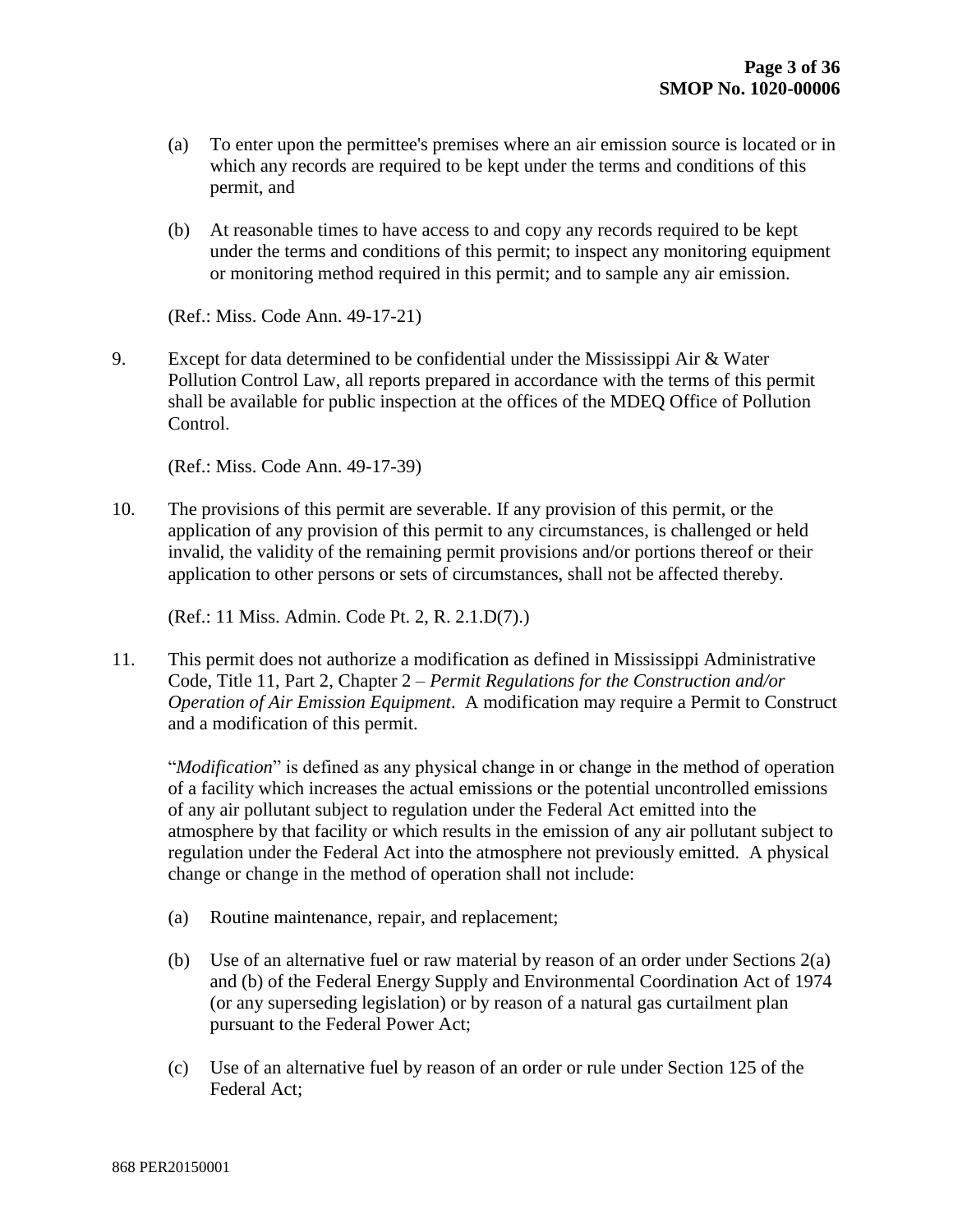(a) To enter upon the permittee's premises where an air emission source is located or in which any records are required to be kept under the terms and conditions of this permit, and

(b) At reasonable times to have access to and copy any records required to be kept under the terms and conditions of this permit; to inspect any monitoring equipment or monitoring method required in this permit; and to sample any air emission.

(Ref.: Miss. Code Ann. 49-17-21)

9. Except for data determined to be confidential under the Mississippi Air & Water Pollution Control Law, all reports prepared in accordance with the terms of this permit shall be available for public inspection at the offices of the MDEQ Office of Pollution Control.

   (Ref.: Miss. Code Ann. 49-17-39)

10. The provisions of this permit are severable. If any provision of this permit, or the application of any provision of this permit to any circumstances, is challenged or held invalid, the validity of the remaining permit provisions and/or portions thereof or their application to other persons or sets of circumstances, shall not be affected thereby.

    (Ref.: 11 Miss. Admin. Code Pt. 2, R. 2.1.D(7).)

11. This permit does not authorize a modification as defined in Mississippi Administrative Code, Title 11, Part 2, Chapter 2 – *Permit Regulations for the Construction and/or Operation of Air Emission Equipment*. A modification may require a Permit to Construct and a modification of this permit.

    "*Modification*" is defined as any physical change in or change in the method of operation of a facility which increases the actual emissions or the potential uncontrolled emissions of any air pollutant subject to regulation under the Federal Act emitted into the atmosphere by that facility or which results in the emission of any air pollutant subject to regulation under the Federal Act into the atmosphere not previously emitted. A physical change or change in the method of operation shall not include:

    (a) Routine maintenance, repair, and replacement;

    (b) Use of an alternative fuel or raw material by reason of an order under Sections 2(a) and (b) of the Federal Energy Supply and Environmental Coordination Act of 1974 (or any superseding legislation) or by reason of a natural gas curtailment plan pursuant to the Federal Power Act;

    (c) Use of an alternative fuel by reason of an order or rule under Section 125 of the Federal Act;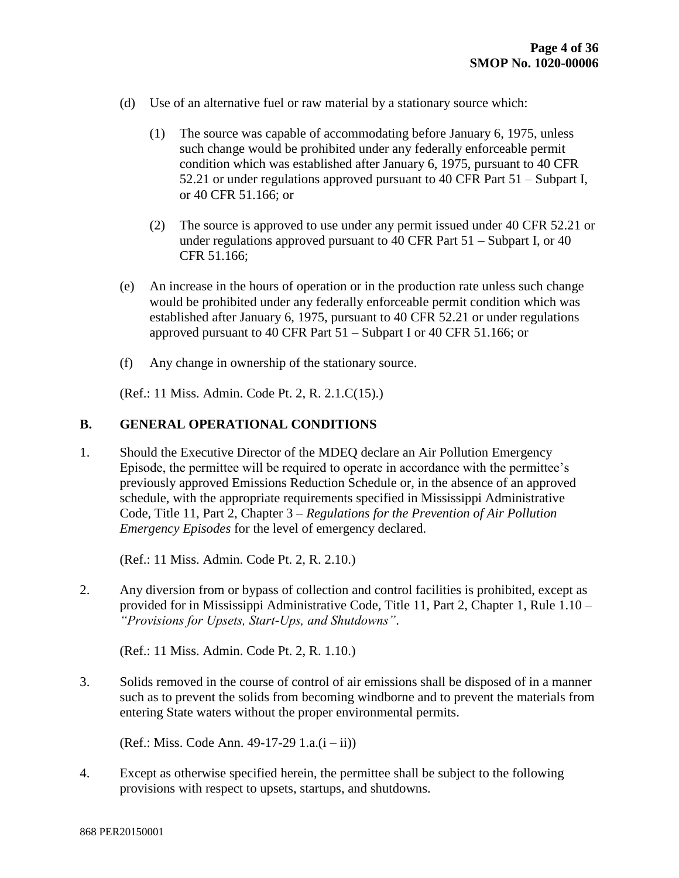(d) Use of an alternative fuel or raw material by a stationary source which:

(1) The source was capable of accommodating before January 6, 1975, unless such change would be prohibited under any federally enforceable permit condition which was established after January 6, 1975, pursuant to 40 CFR 52.21 or under regulations approved pursuant to 40 CFR Part 51 – Subpart I, or 40 CFR 51.166; or

(2) The source is approved to use under any permit issued under 40 CFR 52.21 or under regulations approved pursuant to 40 CFR Part 51 – Subpart I, or 40 CFR 51.166;

(e) An increase in the hours of operation or in the production rate unless such change would be prohibited under any federally enforceable permit condition which was established after January 6, 1975, pursuant to 40 CFR 52.21 or under regulations approved pursuant to 40 CFR Part 51 – Subpart I or 40 CFR 51.166; or

(f) Any change in ownership of the stationary source.

(Ref.: 11 Miss. Admin. Code Pt. 2, R. 2.1.C(15).)

## B. GENERAL OPERATIONAL CONDITIONS

1. Should the Executive Director of the MDEQ declare an Air Pollution Emergency Episode, the permittee will be required to operate in accordance with the permittee's previously approved Emissions Reduction Schedule or, in the absence of an approved schedule, with the appropriate requirements specified in Mississippi Administrative Code, Title 11, Part 2, Chapter 3 – *Regulations for the Prevention of Air Pollution Emergency Episodes* for the level of emergency declared.

   (Ref.: 11 Miss. Admin. Code Pt. 2, R. 2.10.)

2. Any diversion from or bypass of collection and control facilities is prohibited, except as provided for in Mississippi Administrative Code, Title 11, Part 2, Chapter 1, Rule 1.10 – *"Provisions for Upsets, Start-Ups, and Shutdowns"*.

   (Ref.: 11 Miss. Admin. Code Pt. 2, R. 1.10.)

3. Solids removed in the course of control of air emissions shall be disposed of in a manner such as to prevent the solids from becoming windborne and to prevent the materials from entering State waters without the proper environmental permits.

   (Ref.: Miss. Code Ann. 49-17-29 1.a.(i – ii))

4. Except as otherwise specified herein, the permittee shall be subject to the following provisions with respect to upsets, startups, and shutdowns.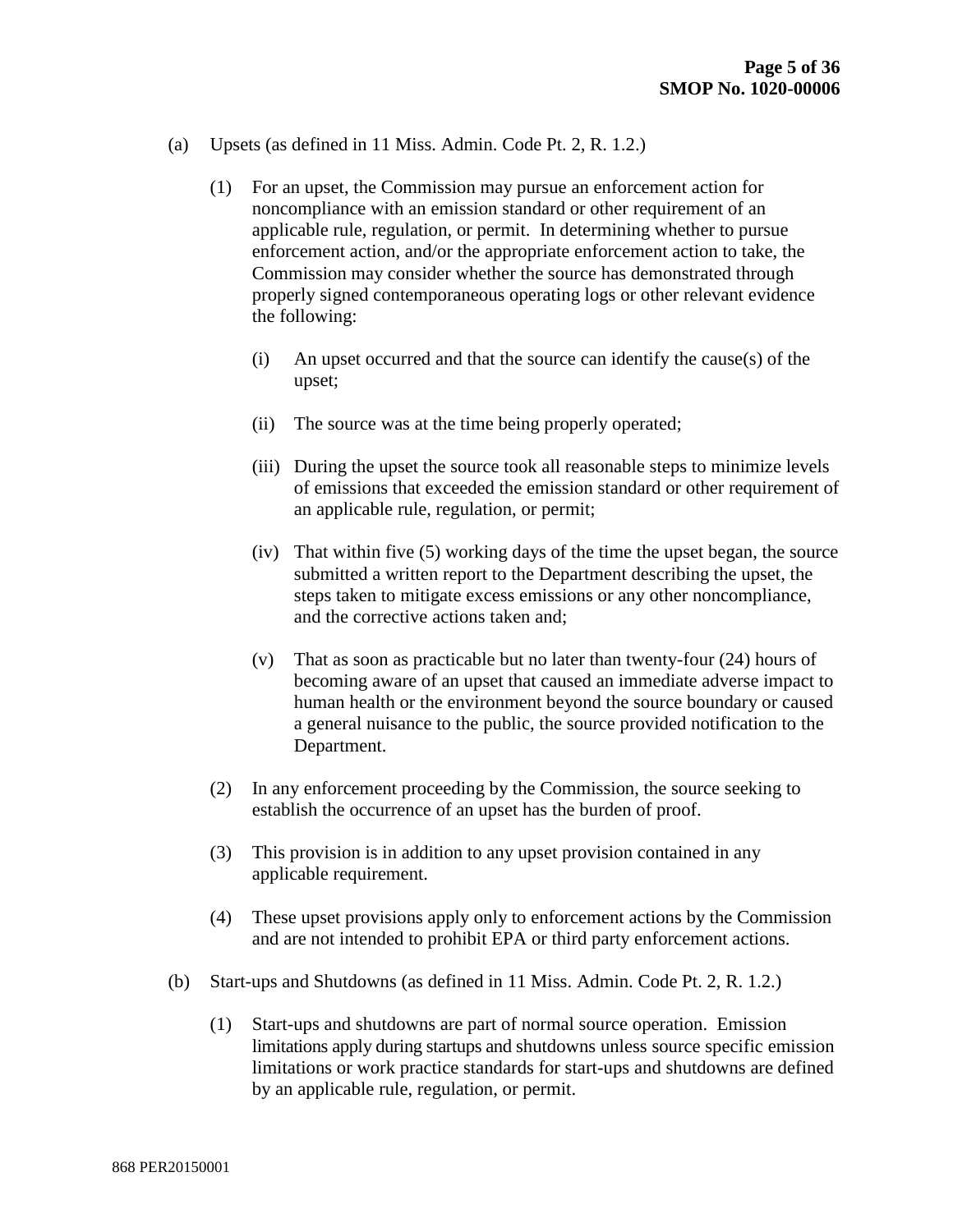(a) Upsets (as defined in 11 Miss. Admin. Code Pt. 2, R. 1.2.)

(1) For an upset, the Commission may pursue an enforcement action for noncompliance with an emission standard or other requirement of an applicable rule, regulation, or permit. In determining whether to pursue enforcement action, and/or the appropriate enforcement action to take, the Commission may consider whether the source has demonstrated through properly signed contemporaneous operating logs or other relevant evidence the following:

(i) An upset occurred and that the source can identify the cause(s) of the upset;

(ii) The source was at the time being properly operated;

(iii) During the upset the source took all reasonable steps to minimize levels of emissions that exceeded the emission standard or other requirement of an applicable rule, regulation, or permit;

(iv) That within five (5) working days of the time the upset began, the source submitted a written report to the Department describing the upset, the steps taken to mitigate excess emissions or any other noncompliance, and the corrective actions taken and;

(v) That as soon as practicable but no later than twenty-four (24) hours of becoming aware of an upset that caused an immediate adverse impact to human health or the environment beyond the source boundary or caused a general nuisance to the public, the source provided notification to the Department.

(2) In any enforcement proceeding by the Commission, the source seeking to establish the occurrence of an upset has the burden of proof.

(3) This provision is in addition to any upset provision contained in any applicable requirement.

(4) These upset provisions apply only to enforcement actions by the Commission and are not intended to prohibit EPA or third party enforcement actions.

(b) Start-ups and Shutdowns (as defined in 11 Miss. Admin. Code Pt. 2, R. 1.2.)

(1) Start-ups and shutdowns are part of normal source operation. Emission limitations apply during startups and shutdowns unless source specific emission limitations or work practice standards for start-ups and shutdowns are defined by an applicable rule, regulation, or permit.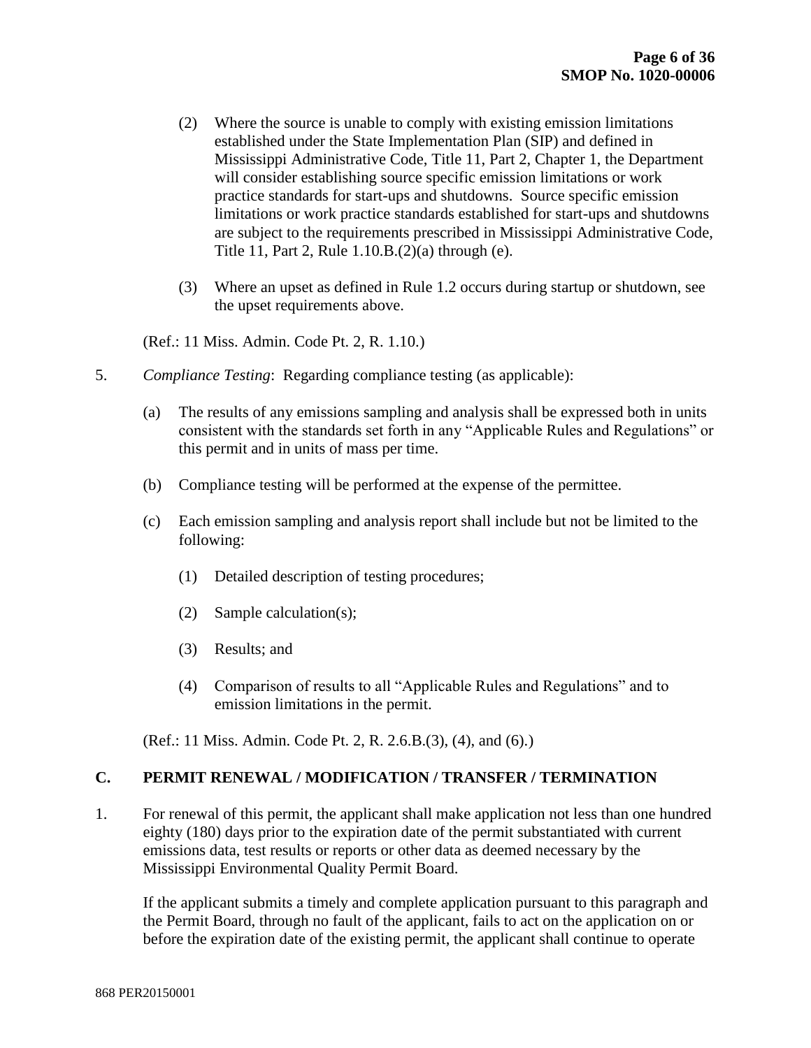(2) Where the source is unable to comply with existing emission limitations established under the State Implementation Plan (SIP) and defined in Mississippi Administrative Code, Title 11, Part 2, Chapter 1, the Department will consider establishing source specific emission limitations or work practice standards for start-ups and shutdowns. Source specific emission limitations or work practice standards established for start-ups and shutdowns are subject to the requirements prescribed in Mississippi Administrative Code, Title 11, Part 2, Rule 1.10.B.(2)(a) through (e).

(3) Where an upset as defined in Rule 1.2 occurs during startup or shutdown, see the upset requirements above.

(Ref.: 11 Miss. Admin. Code Pt. 2, R. 1.10.)

5. *Compliance Testing*: Regarding compliance testing (as applicable):

(a) The results of any emissions sampling and analysis shall be expressed both in units consistent with the standards set forth in any "Applicable Rules and Regulations" or this permit and in units of mass per time.

(b) Compliance testing will be performed at the expense of the permittee.

(c) Each emission sampling and analysis report shall include but not be limited to the following:

(1) Detailed description of testing procedures;

(2) Sample calculation(s);

(3) Results; and

(4) Comparison of results to all "Applicable Rules and Regulations" and to emission limitations in the permit.

(Ref.: 11 Miss. Admin. Code Pt. 2, R. 2.6.B.(3), (4), and (6).)

## C. PERMIT RENEWAL / MODIFICATION / TRANSFER / TERMINATION

1. For renewal of this permit, the applicant shall make application not less than one hundred eighty (180) days prior to the expiration date of the permit substantiated with current emissions data, test results or reports or other data as deemed necessary by the Mississippi Environmental Quality Permit Board.

If the applicant submits a timely and complete application pursuant to this paragraph and the Permit Board, through no fault of the applicant, fails to act on the application on or before the expiration date of the existing permit, the applicant shall continue to operate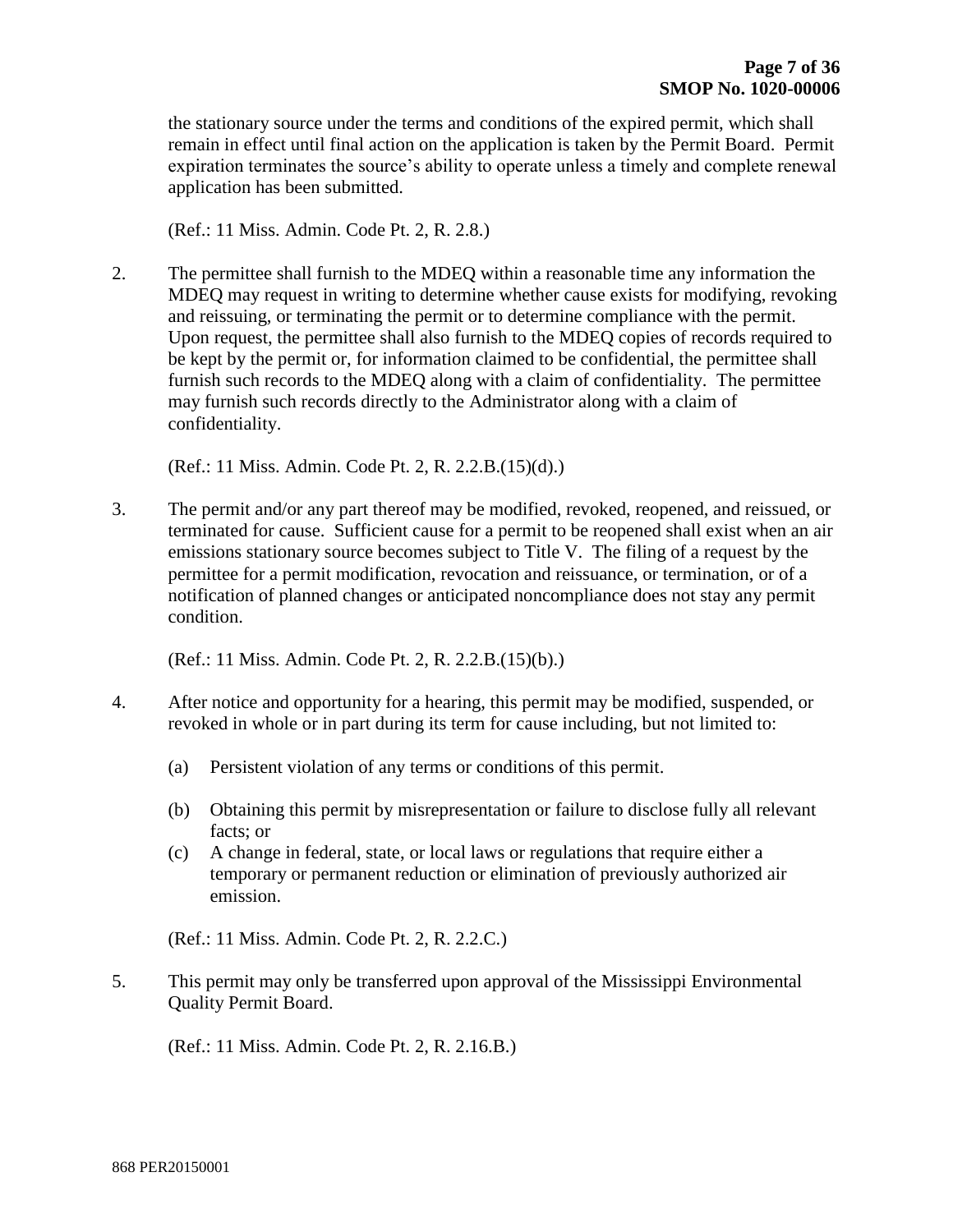the stationary source under the terms and conditions of the expired permit, which shall remain in effect until final action on the application is taken by the Permit Board. Permit expiration terminates the source's ability to operate unless a timely and complete renewal application has been submitted.

(Ref.: 11 Miss. Admin. Code Pt. 2, R. 2.8.)

2. The permittee shall furnish to the MDEQ within a reasonable time any information the MDEQ may request in writing to determine whether cause exists for modifying, revoking and reissuing, or terminating the permit or to determine compliance with the permit. Upon request, the permittee shall also furnish to the MDEQ copies of records required to be kept by the permit or, for information claimed to be confidential, the permittee shall furnish such records to the MDEQ along with a claim of confidentiality. The permittee may furnish such records directly to the Administrator along with a claim of confidentiality.

   (Ref.: 11 Miss. Admin. Code Pt. 2, R. 2.2.B.(15)(d).)

3. The permit and/or any part thereof may be modified, revoked, reopened, and reissued, or terminated for cause. Sufficient cause for a permit to be reopened shall exist when an air emissions stationary source becomes subject to Title V. The filing of a request by the permittee for a permit modification, revocation and reissuance, or termination, or of a notification of planned changes or anticipated noncompliance does not stay any permit condition.

   (Ref.: 11 Miss. Admin. Code Pt. 2, R. 2.2.B.(15)(b).)

4. After notice and opportunity for a hearing, this permit may be modified, suspended, or revoked in whole or in part during its term for cause including, but not limited to:

   (a) Persistent violation of any terms or conditions of this permit.

   (b) Obtaining this permit by misrepresentation or failure to disclose fully all relevant facts; or

   (c) A change in federal, state, or local laws or regulations that require either a temporary or permanent reduction or elimination of previously authorized air emission.

   (Ref.: 11 Miss. Admin. Code Pt. 2, R. 2.2.C.)

5. This permit may only be transferred upon approval of the Mississippi Environmental Quality Permit Board.

   (Ref.: 11 Miss. Admin. Code Pt. 2, R. 2.16.B.)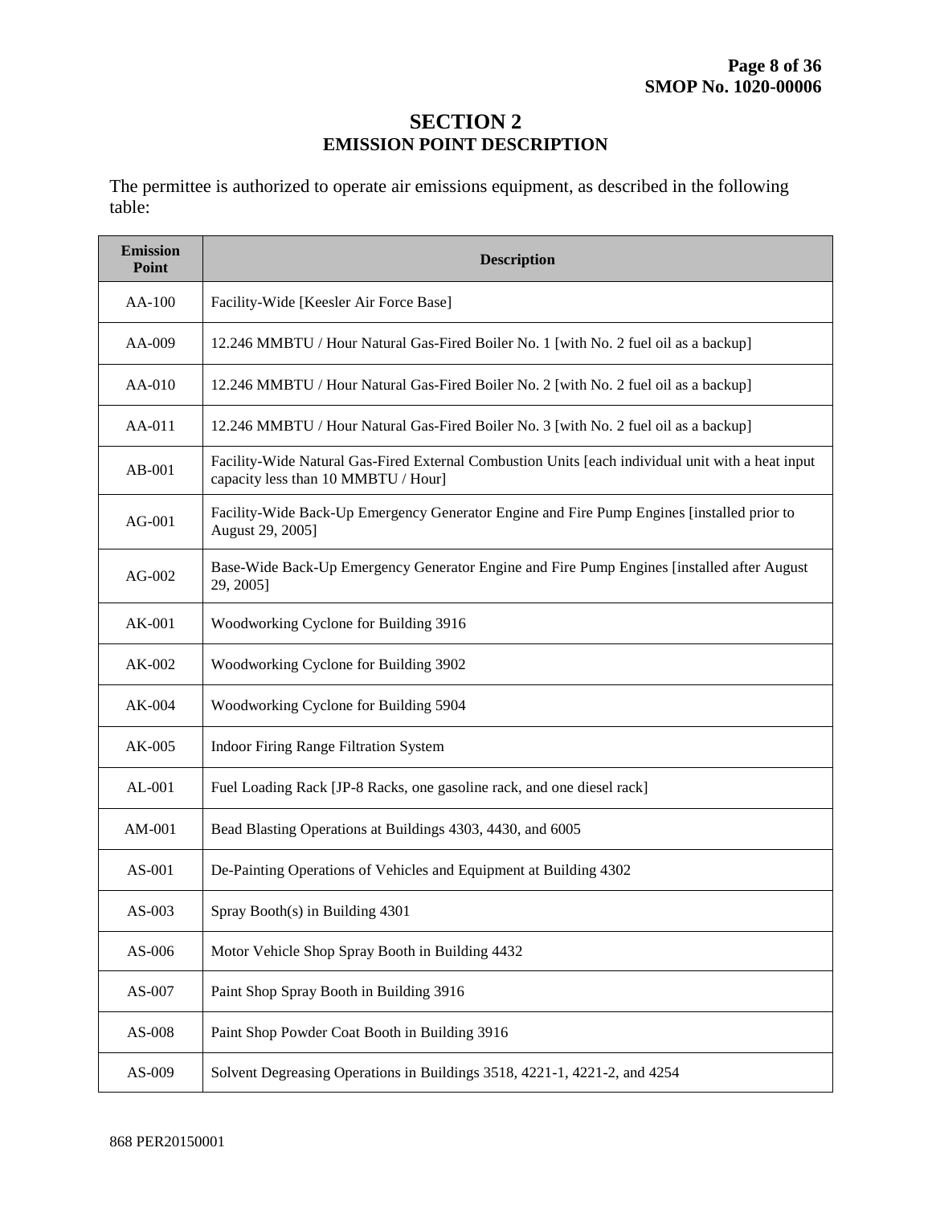# SECTION 2
## EMISSION POINT DESCRIPTION

The permittee is authorized to operate air emissions equipment, as described in the following table:

| Emission Point | Description |
|---|---|
| AA-100 | Facility-Wide [Keesler Air Force Base] |
| AA-009 | 12.246 MMBTU / Hour Natural Gas-Fired Boiler No. 1 [with No. 2 fuel oil as a backup] |
| AA-010 | 12.246 MMBTU / Hour Natural Gas-Fired Boiler No. 2 [with No. 2 fuel oil as a backup] |
| AA-011 | 12.246 MMBTU / Hour Natural Gas-Fired Boiler No. 3 [with No. 2 fuel oil as a backup] |
| AB-001 | Facility-Wide Natural Gas-Fired External Combustion Units [each individual unit with a heat input capacity less than 10 MMBTU / Hour] |
| AG-001 | Facility-Wide Back-Up Emergency Generator Engine and Fire Pump Engines [installed prior to August 29, 2005] |
| AG-002 | Base-Wide Back-Up Emergency Generator Engine and Fire Pump Engines [installed after August 29, 2005] |
| AK-001 | Woodworking Cyclone for Building 3916 |
| AK-002 | Woodworking Cyclone for Building 3902 |
| AK-004 | Woodworking Cyclone for Building 5904 |
| AK-005 | Indoor Firing Range Filtration System |
| AL-001 | Fuel Loading Rack [JP-8 Racks, one gasoline rack, and one diesel rack] |
| AM-001 | Bead Blasting Operations at Buildings 4303, 4430, and 6005 |
| AS-001 | De-Painting Operations of Vehicles and Equipment at Building 4302 |
| AS-003 | Spray Booth(s) in Building 4301 |
| AS-006 | Motor Vehicle Shop Spray Booth in Building 4432 |
| AS-007 | Paint Shop Spray Booth in Building 3916 |
| AS-008 | Paint Shop Powder Coat Booth in Building 3916 |
| AS-009 | Solvent Degreasing Operations in Buildings 3518, 4221-1, 4221-2, and 4254 |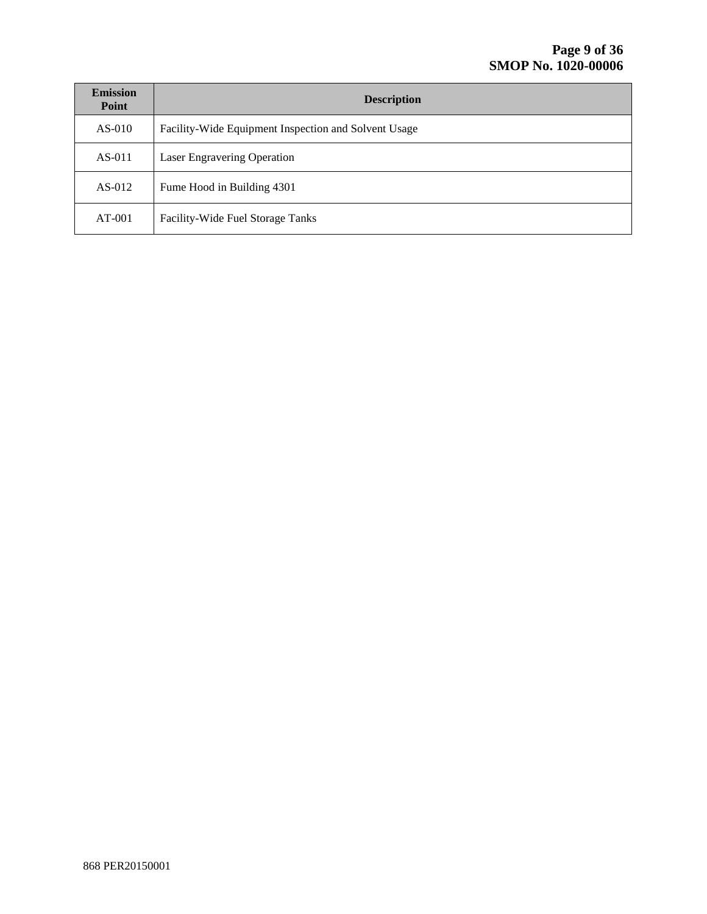| Emission Point | Description |
|---|---|
| AS-010 | Facility-Wide Equipment Inspection and Solvent Usage |
| AS-011 | Laser Engravering Operation |
| AS-012 | Fume Hood in Building 4301 |
| AT-001 | Facility-Wide Fuel Storage Tanks |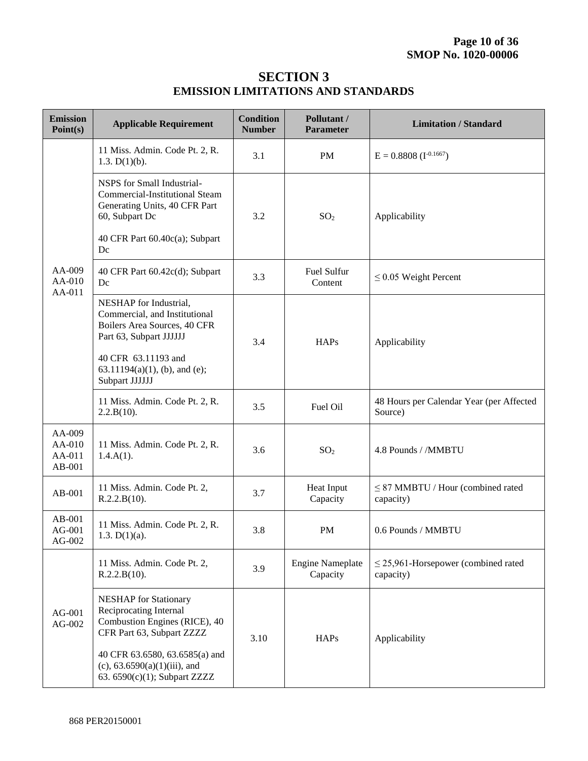# SECTION 3
## EMISSION LIMITATIONS AND STANDARDS

| Emission Point(s) | Applicable Requirement | Condition Number | Pollutant / Parameter | Limitation / Standard |
|---|---|---|---|---|
| AA-009 AA-010 AA-011 | 11 Miss. Admin. Code Pt. 2, R. 1.3. D(1)(b). | 3.1 | PM | $E = 0.8808 (I^{-0.1667})$ |
| | NSPS for Small Industrial-Commercial-Institutional Steam Generating Units, 40 CFR Part 60, Subpart Dc<br><br>40 CFR Part 60.40c(a); Subpart Dc | 3.2 | $SO_2$ | Applicability |
| | 40 CFR Part 60.42c(d); Subpart Dc | 3.3 | Fuel Sulfur Content | ≤ 0.05 Weight Percent |
| | NESHAP for Industrial, Commercial, and Institutional Boilers Area Sources, 40 CFR Part 63, Subpart JJJJJJ<br><br>40 CFR 63.11193 and 63.11194(a)(1), (b), and (e); Subpart JJJJJJ | 3.4 | HAPs | Applicability |
| | 11 Miss. Admin. Code Pt. 2, R. 2.2.B(10). | 3.5 | Fuel Oil | 48 Hours per Calendar Year (per Affected Source) |
| AA-009 AA-010 AA-011 AB-001 | 11 Miss. Admin. Code Pt. 2, R. 1.4.A(1). | 3.6 | $SO_2$ | 4.8 Pounds / /MMBTU |
| AB-001 | 11 Miss. Admin. Code Pt. 2, R.2.2.B(10). | 3.7 | Heat Input Capacity | ≤ 87 MMBTU / Hour (combined rated capacity) |
| AB-001 AG-001 AG-002 | 11 Miss. Admin. Code Pt. 2, R. 1.3. D(1)(a). | 3.8 | PM | 0.6 Pounds / MMBTU |
| AG-001 AG-002 | 11 Miss. Admin. Code Pt. 2, R.2.2.B(10). | 3.9 | Engine Nameplate Capacity | ≤ 25,961-Horsepower (combined rated capacity) |
| | NESHAP for Stationary Reciprocating Internal Combustion Engines (RICE), 40 CFR Part 63, Subpart ZZZZ<br><br>40 CFR 63.6580, 63.6585(a) and (c), 63.6590(a)(1)(iii), and 63. 6590(c)(1); Subpart ZZZZ | 3.10 | HAPs | Applicability |

868 PER20150001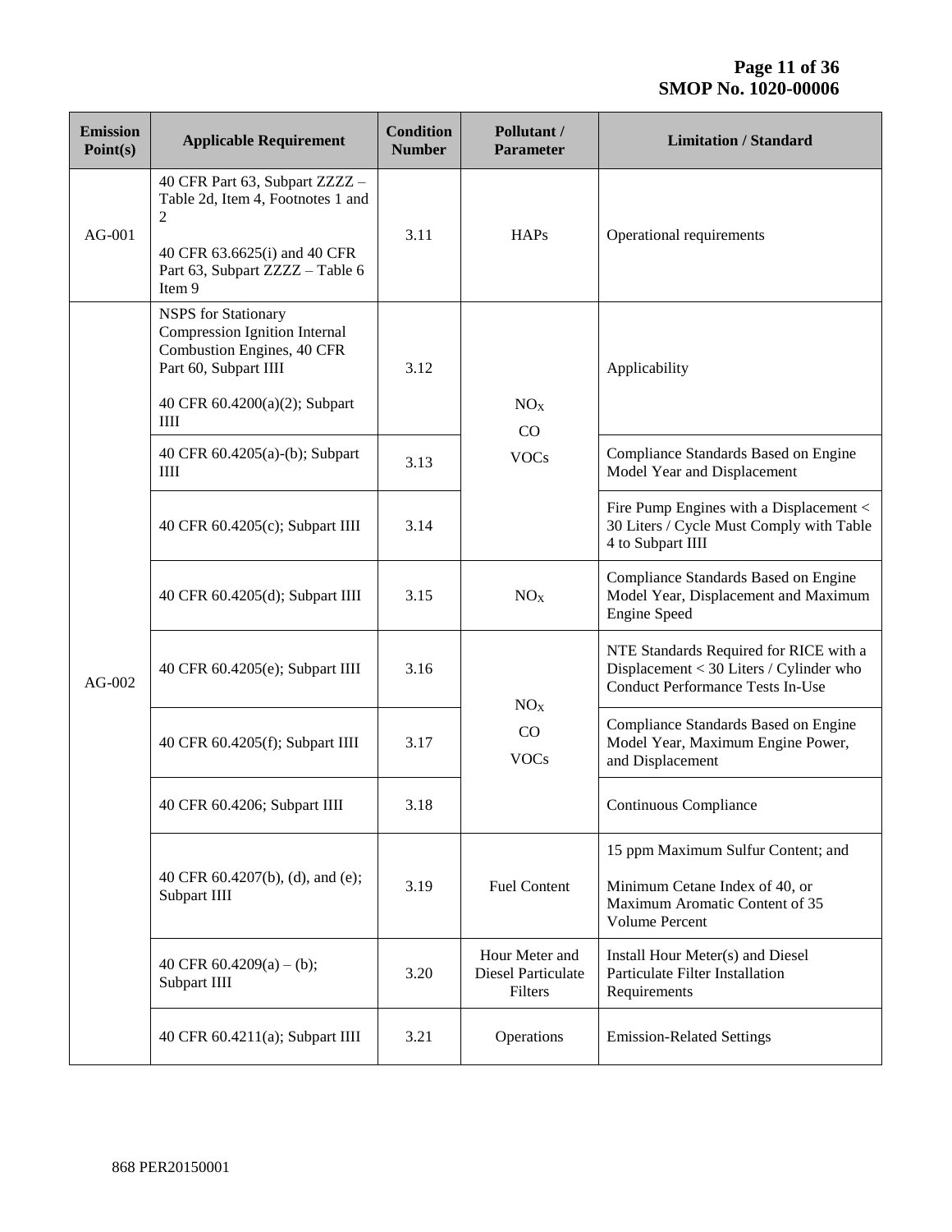| Emission Point(s) | Applicable Requirement | Condition Number | Pollutant / Parameter | Limitation / Standard |
|---|---|---|---|---|
| AG-001 | 40 CFR Part 63, Subpart ZZZZ – Table 2d, Item 4, Footnotes 1 and 2<br><br>40 CFR 63.6625(i) and 40 CFR Part 63, Subpart ZZZZ – Table 6 Item 9 | 3.11 | HAPs | Operational requirements |
| AG-002 | NSPS for Stationary Compression Ignition Internal Combustion Engines, 40 CFR Part 60, Subpart IIII<br><br>40 CFR 60.4200(a)(2); Subpart IIII | 3.12 | $NO_X$<br>CO<br>VOCs | Applicability |
| | 40 CFR 60.4205(a)-(b); Subpart IIII | 3.13 | | Compliance Standards Based on Engine Model Year and Displacement |
| | 40 CFR 60.4205(c); Subpart IIII | 3.14 | | Fire Pump Engines with a Displacement < 30 Liters / Cycle Must Comply with Table 4 to Subpart IIII |
| | 40 CFR 60.4205(d); Subpart IIII | 3.15 | $NO_X$ | Compliance Standards Based on Engine Model Year, Displacement and Maximum Engine Speed |
| | 40 CFR 60.4205(e); Subpart IIII | 3.16 | $NO_X$<br>CO<br>VOCs | NTE Standards Required for RICE with a Displacement < 30 Liters / Cylinder who Conduct Performance Tests In-Use |
| | 40 CFR 60.4205(f); Subpart IIII | 3.17 | | Compliance Standards Based on Engine Model Year, Maximum Engine Power, and Displacement |
| | 40 CFR 60.4206; Subpart IIII | 3.18 | | Continuous Compliance |
| | 40 CFR 60.4207(b), (d), and (e); Subpart IIII | 3.19 | Fuel Content | 15 ppm Maximum Sulfur Content; and<br><br>Minimum Cetane Index of 40, or Maximum Aromatic Content of 35 Volume Percent |
| | 40 CFR 60.4209(a) – (b); Subpart IIII | 3.20 | Hour Meter and Diesel Particulate Filters | Install Hour Meter(s) and Diesel Particulate Filter Installation Requirements |
| | 40 CFR 60.4211(a); Subpart IIII | 3.21 | Operations | Emission-Related Settings |

868 PER20150001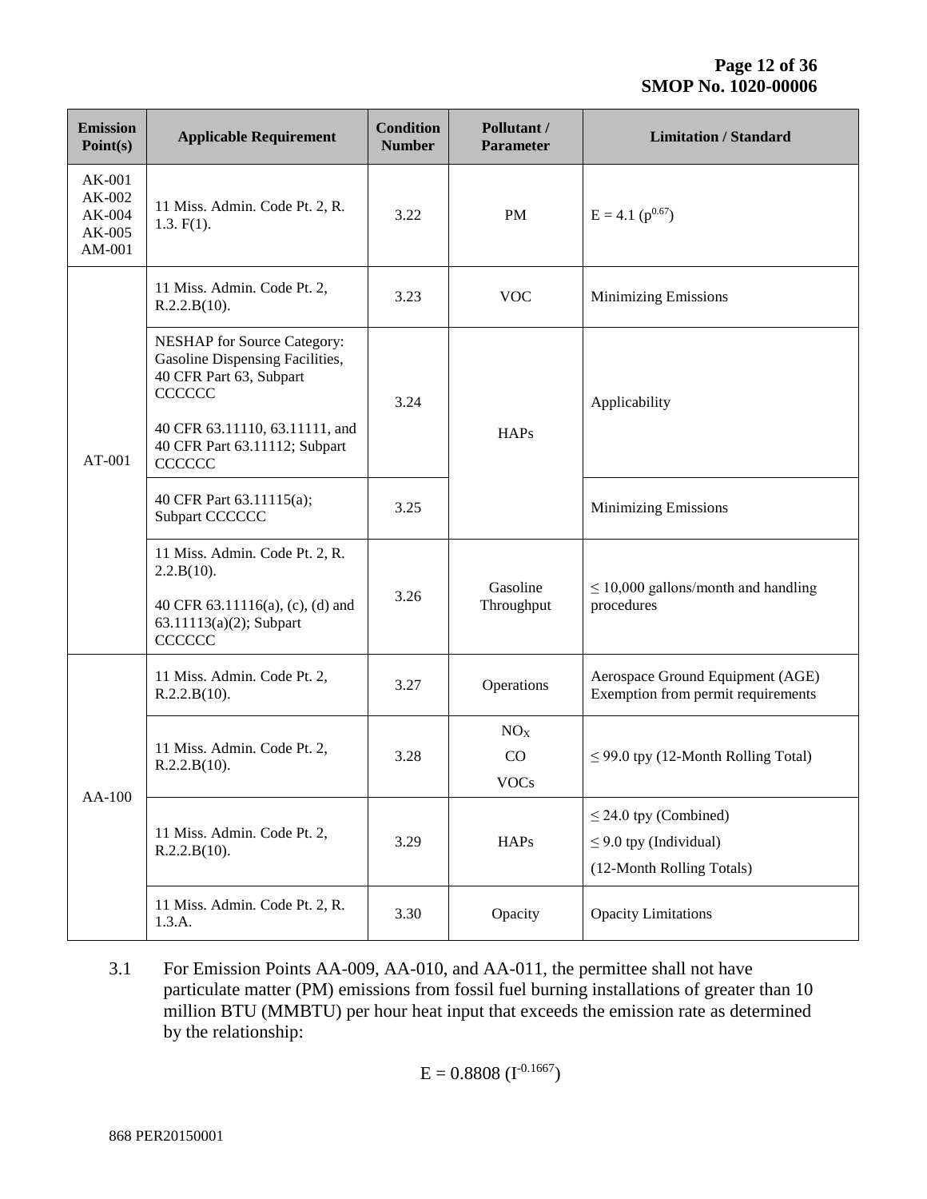| Emission Point(s) | Applicable Requirement | Condition Number | Pollutant / Parameter | Limitation / Standard |
|---|---|---|---|---|
| AK-001 AK-002 AK-004 AK-005 AM-001 | 11 Miss. Admin. Code Pt. 2, R. 1.3. F(1). | 3.22 | PM | $E = 4.1 (p^{0.67})$ |
| AT-001 | 11 Miss. Admin. Code Pt. 2, R.2.2.B(10). | 3.23 | VOC | Minimizing Emissions |
| | NESHAP for Source Category: Gasoline Dispensing Facilities, 40 CFR Part 63, Subpart CCCCCC<br><br>40 CFR 63.11110, 63.11111, and 40 CFR Part 63.11112; Subpart CCCCCC | 3.24 | HAPs | Applicability |
| | 40 CFR Part 63.11115(a); Subpart CCCCCC | 3.25 | | Minimizing Emissions |
| | 11 Miss. Admin. Code Pt. 2, R. 2.2.B(10).<br><br>40 CFR 63.11116(a), (c), (d) and 63.11113(a)(2); Subpart CCCCCC | 3.26 | Gasoline Throughput | ≤ 10,000 gallons/month and handling procedures |
| AA-100 | 11 Miss. Admin. Code Pt. 2, R.2.2.B(10). | 3.27 | Operations | Aerospace Ground Equipment (AGE) Exemption from permit requirements |
| | 11 Miss. Admin. Code Pt. 2, R.2.2.B(10). | 3.28 | $NO_X$<br>CO<br>VOCs | ≤ 99.0 tpy (12-Month Rolling Total) |
| | 11 Miss. Admin. Code Pt. 2, R.2.2.B(10). | 3.29 | HAPs | ≤ 24.0 tpy (Combined)<br>≤ 9.0 tpy (Individual)<br>(12-Month Rolling Totals) |
| | 11 Miss. Admin. Code Pt. 2, R. 1.3.A. | 3.30 | Opacity | Opacity Limitations |

3.1 For Emission Points AA-009, AA-010, and AA-011, the permittee shall not have particulate matter (PM) emissions from fossil fuel burning installations of greater than 10 million BTU (MMBTU) per hour heat input that exceeds the emission rate as determined by the relationship:

$$E = 0.8808 (I^{-0.1667})$$

868 PER20150001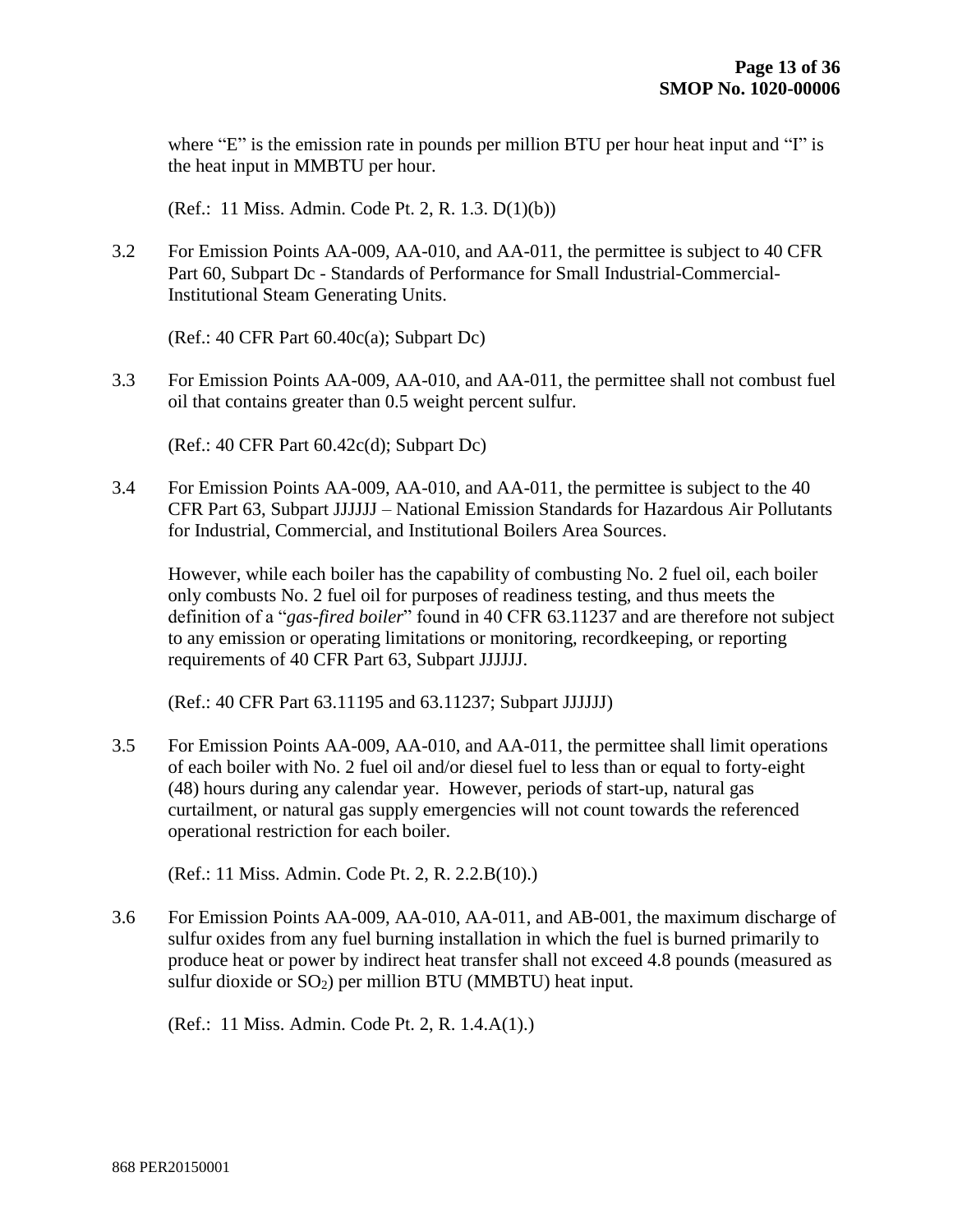where "E" is the emission rate in pounds per million BTU per hour heat input and "I" is the heat input in MMBTU per hour.

(Ref.: 11 Miss. Admin. Code Pt. 2, R. 1.3. D(1)(b))

3.2 For Emission Points AA-009, AA-010, and AA-011, the permittee is subject to 40 CFR Part 60, Subpart Dc - Standards of Performance for Small Industrial-Commercial-Institutional Steam Generating Units.

(Ref.: 40 CFR Part 60.40c(a); Subpart Dc)

3.3 For Emission Points AA-009, AA-010, and AA-011, the permittee shall not combust fuel oil that contains greater than 0.5 weight percent sulfur.

(Ref.: 40 CFR Part 60.42c(d); Subpart Dc)

3.4 For Emission Points AA-009, AA-010, and AA-011, the permittee is subject to the 40 CFR Part 63, Subpart JJJJJJ – National Emission Standards for Hazardous Air Pollutants for Industrial, Commercial, and Institutional Boilers Area Sources.

However, while each boiler has the capability of combusting No. 2 fuel oil, each boiler only combusts No. 2 fuel oil for purposes of readiness testing, and thus meets the definition of a "*gas-fired boiler*" found in 40 CFR 63.11237 and are therefore not subject to any emission or operating limitations or monitoring, recordkeeping, or reporting requirements of 40 CFR Part 63, Subpart JJJJJJ.

(Ref.: 40 CFR Part 63.11195 and 63.11237; Subpart JJJJJJ)

3.5 For Emission Points AA-009, AA-010, and AA-011, the permittee shall limit operations of each boiler with No. 2 fuel oil and/or diesel fuel to less than or equal to forty-eight (48) hours during any calendar year. However, periods of start-up, natural gas curtailment, or natural gas supply emergencies will not count towards the referenced operational restriction for each boiler.

(Ref.: 11 Miss. Admin. Code Pt. 2, R. 2.2.B(10).)

3.6 For Emission Points AA-009, AA-010, AA-011, and AB-001, the maximum discharge of sulfur oxides from any fuel burning installation in which the fuel is burned primarily to produce heat or power by indirect heat transfer shall not exceed 4.8 pounds (measured as sulfur dioxide or $SO_2$) per million BTU (MMBTU) heat input.

(Ref.: 11 Miss. Admin. Code Pt. 2, R. 1.4.A(1).)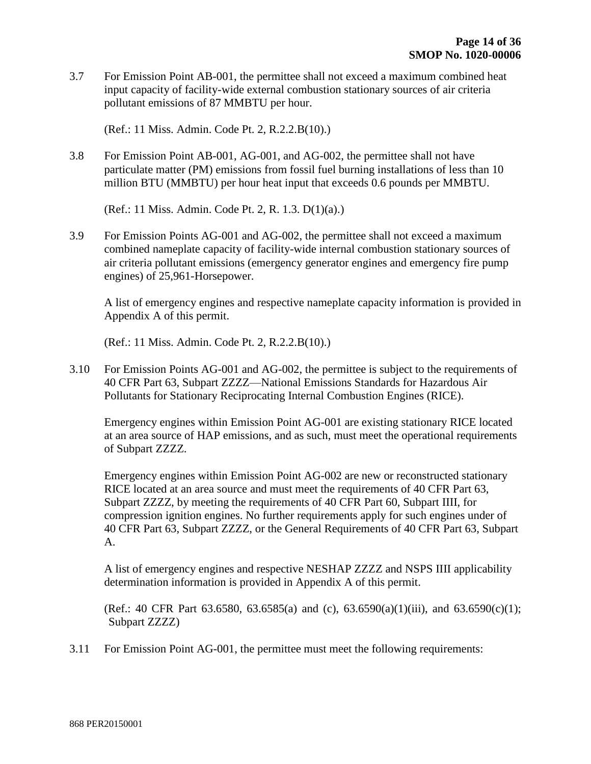3.7 For Emission Point AB-001, the permittee shall not exceed a maximum combined heat input capacity of facility-wide external combustion stationary sources of air criteria pollutant emissions of 87 MMBTU per hour.

(Ref.: 11 Miss. Admin. Code Pt. 2, R.2.2.B(10).)

3.8 For Emission Point AB-001, AG-001, and AG-002, the permittee shall not have particulate matter (PM) emissions from fossil fuel burning installations of less than 10 million BTU (MMBTU) per hour heat input that exceeds 0.6 pounds per MMBTU.

(Ref.: 11 Miss. Admin. Code Pt. 2, R. 1.3. D(1)(a).)

3.9 For Emission Points AG-001 and AG-002, the permittee shall not exceed a maximum combined nameplate capacity of facility-wide internal combustion stationary sources of air criteria pollutant emissions (emergency generator engines and emergency fire pump engines) of 25,961-Horsepower.

A list of emergency engines and respective nameplate capacity information is provided in Appendix A of this permit.

(Ref.: 11 Miss. Admin. Code Pt. 2, R.2.2.B(10).)

3.10 For Emission Points AG-001 and AG-002, the permittee is subject to the requirements of 40 CFR Part 63, Subpart ZZZZ—National Emissions Standards for Hazardous Air Pollutants for Stationary Reciprocating Internal Combustion Engines (RICE).

Emergency engines within Emission Point AG-001 are existing stationary RICE located at an area source of HAP emissions, and as such, must meet the operational requirements of Subpart ZZZZ.

Emergency engines within Emission Point AG-002 are new or reconstructed stationary RICE located at an area source and must meet the requirements of 40 CFR Part 63, Subpart ZZZZ, by meeting the requirements of 40 CFR Part 60, Subpart IIII, for compression ignition engines. No further requirements apply for such engines under of 40 CFR Part 63, Subpart ZZZZ, or the General Requirements of 40 CFR Part 63, Subpart A.

A list of emergency engines and respective NESHAP ZZZZ and NSPS IIII applicability determination information is provided in Appendix A of this permit.

(Ref.: 40 CFR Part 63.6580, 63.6585(a) and (c), 63.6590(a)(1)(iii), and 63.6590(c)(1); Subpart ZZZZ)

3.11 For Emission Point AG-001, the permittee must meet the following requirements: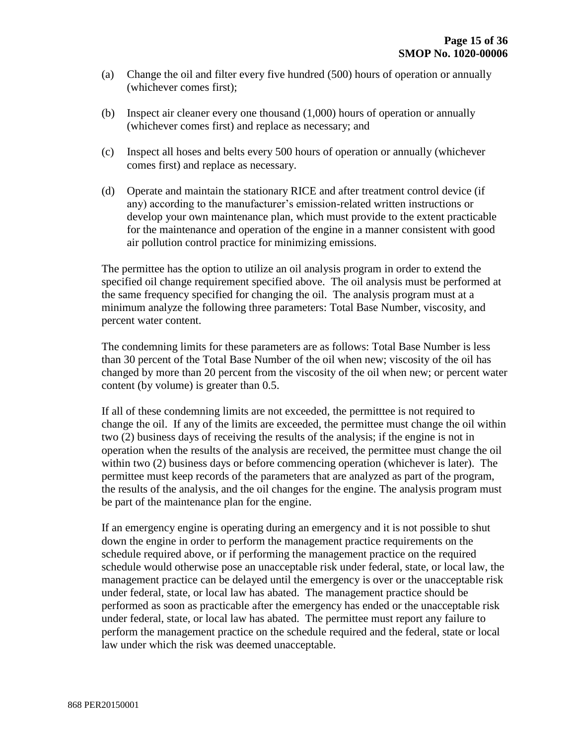(a) Change the oil and filter every five hundred (500) hours of operation or annually (whichever comes first);

(b) Inspect air cleaner every one thousand (1,000) hours of operation or annually (whichever comes first) and replace as necessary; and

(c) Inspect all hoses and belts every 500 hours of operation or annually (whichever comes first) and replace as necessary.

(d) Operate and maintain the stationary RICE and after treatment control device (if any) according to the manufacturer's emission-related written instructions or develop your own maintenance plan, which must provide to the extent practicable for the maintenance and operation of the engine in a manner consistent with good air pollution control practice for minimizing emissions.

The permittee has the option to utilize an oil analysis program in order to extend the specified oil change requirement specified above. The oil analysis must be performed at the same frequency specified for changing the oil. The analysis program must at a minimum analyze the following three parameters: Total Base Number, viscosity, and percent water content.

The condemning limits for these parameters are as follows: Total Base Number is less than 30 percent of the Total Base Number of the oil when new; viscosity of the oil has changed by more than 20 percent from the viscosity of the oil when new; or percent water content (by volume) is greater than 0.5.

If all of these condemning limits are not exceeded, the permitttee is not required to change the oil. If any of the limits are exceeded, the permittee must change the oil within two (2) business days of receiving the results of the analysis; if the engine is not in operation when the results of the analysis are received, the permittee must change the oil within two (2) business days or before commencing operation (whichever is later). The permittee must keep records of the parameters that are analyzed as part of the program, the results of the analysis, and the oil changes for the engine. The analysis program must be part of the maintenance plan for the engine.

If an emergency engine is operating during an emergency and it is not possible to shut down the engine in order to perform the management practice requirements on the schedule required above, or if performing the management practice on the required schedule would otherwise pose an unacceptable risk under federal, state, or local law, the management practice can be delayed until the emergency is over or the unacceptable risk under federal, state, or local law has abated. The management practice should be performed as soon as practicable after the emergency has ended or the unacceptable risk under federal, state, or local law has abated. The permittee must report any failure to perform the management practice on the schedule required and the federal, state or local law under which the risk was deemed unacceptable.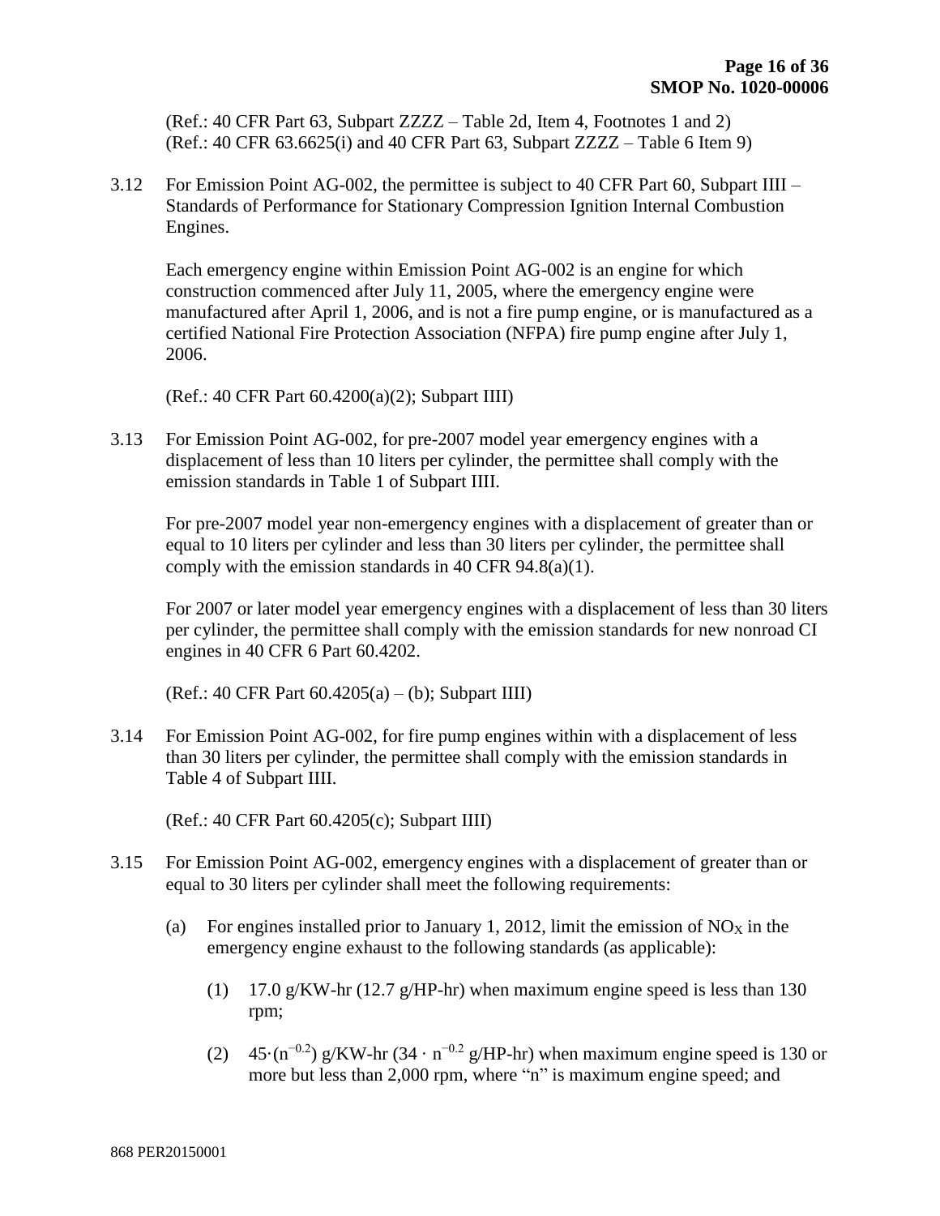(Ref.: 40 CFR Part 63, Subpart ZZZZ – Table 2d, Item 4, Footnotes 1 and 2)
(Ref.: 40 CFR 63.6625(i) and 40 CFR Part 63, Subpart ZZZZ – Table 6 Item 9)

3.12 For Emission Point AG-002, the permittee is subject to 40 CFR Part 60, Subpart IIII – Standards of Performance for Stationary Compression Ignition Internal Combustion Engines.

Each emergency engine within Emission Point AG-002 is an engine for which construction commenced after July 11, 2005, where the emergency engine were manufactured after April 1, 2006, and is not a fire pump engine, or is manufactured as a certified National Fire Protection Association (NFPA) fire pump engine after July 1, 2006.

(Ref.: 40 CFR Part 60.4200(a)(2); Subpart IIII)

3.13 For Emission Point AG-002, for pre-2007 model year emergency engines with a displacement of less than 10 liters per cylinder, the permittee shall comply with the emission standards in Table 1 of Subpart IIII.

For pre-2007 model year non-emergency engines with a displacement of greater than or equal to 10 liters per cylinder and less than 30 liters per cylinder, the permittee shall comply with the emission standards in 40 CFR 94.8(a)(1).

For 2007 or later model year emergency engines with a displacement of less than 30 liters per cylinder, the permittee shall comply with the emission standards for new nonroad CI engines in 40 CFR 6 Part 60.4202.

(Ref.: 40 CFR Part 60.4205(a) – (b); Subpart IIII)

3.14 For Emission Point AG-002, for fire pump engines within with a displacement of less than 30 liters per cylinder, the permittee shall comply with the emission standards in Table 4 of Subpart IIII.

(Ref.: 40 CFR Part 60.4205(c); Subpart IIII)

3.15 For Emission Point AG-002, emergency engines with a displacement of greater than or equal to 30 liters per cylinder shall meet the following requirements:

(a) For engines installed prior to January 1, 2012, limit the emission of $NO_X$ in the emergency engine exhaust to the following standards (as applicable):

(1) 17.0 g/KW-hr (12.7 g/HP-hr) when maximum engine speed is less than 130 rpm;

(2) $45 \cdot (n^{-0.2})$ g/KW-hr ($34 \cdot n^{-0.2}$ g/HP-hr) when maximum engine speed is 130 or more but less than 2,000 rpm, where "n" is maximum engine speed; and

868 PER20150001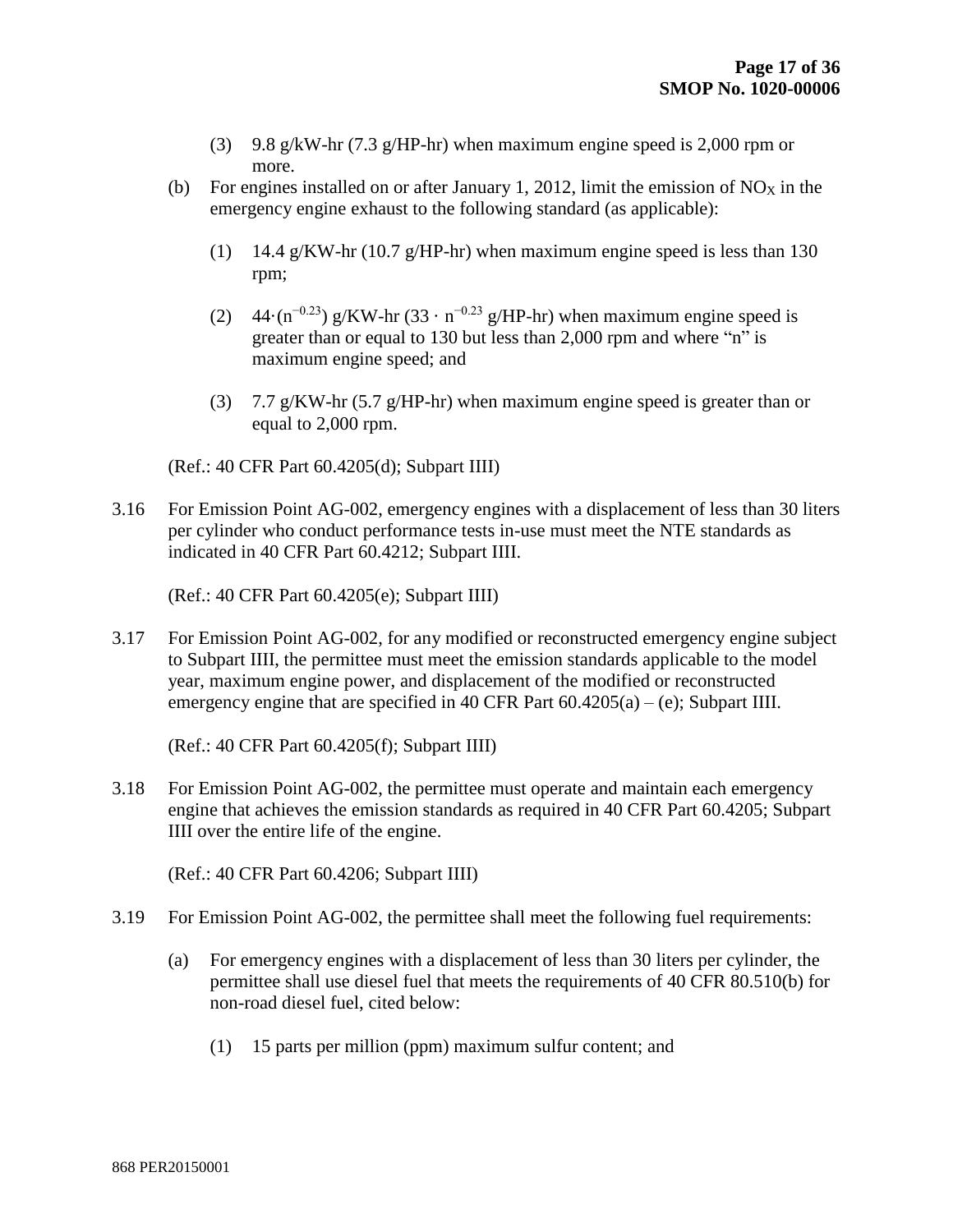(3) 9.8 g/kW-hr (7.3 g/HP-hr) when maximum engine speed is 2,000 rpm or more.

(b) For engines installed on or after January 1, 2012, limit the emission of $NO_X$ in the emergency engine exhaust to the following standard (as applicable):

(1) 14.4 g/KW-hr (10.7 g/HP-hr) when maximum engine speed is less than 130 rpm;

(2) $44 \cdot (n^{-0.23})$ g/KW-hr ($33 \cdot n^{-0.23}$ g/HP-hr) when maximum engine speed is greater than or equal to 130 but less than 2,000 rpm and where "n" is maximum engine speed; and

(3) 7.7 g/KW-hr (5.7 g/HP-hr) when maximum engine speed is greater than or equal to 2,000 rpm.

(Ref.: 40 CFR Part 60.4205(d); Subpart IIII)

3.16 For Emission Point AG-002, emergency engines with a displacement of less than 30 liters per cylinder who conduct performance tests in-use must meet the NTE standards as indicated in 40 CFR Part 60.4212; Subpart IIII.

(Ref.: 40 CFR Part 60.4205(e); Subpart IIII)

3.17 For Emission Point AG-002, for any modified or reconstructed emergency engine subject to Subpart IIII, the permittee must meet the emission standards applicable to the model year, maximum engine power, and displacement of the modified or reconstructed emergency engine that are specified in 40 CFR Part 60.4205(a) – (e); Subpart IIII.

(Ref.: 40 CFR Part 60.4205(f); Subpart IIII)

3.18 For Emission Point AG-002, the permittee must operate and maintain each emergency engine that achieves the emission standards as required in 40 CFR Part 60.4205; Subpart IIII over the entire life of the engine.

(Ref.: 40 CFR Part 60.4206; Subpart IIII)

3.19 For Emission Point AG-002, the permittee shall meet the following fuel requirements:

(a) For emergency engines with a displacement of less than 30 liters per cylinder, the permittee shall use diesel fuel that meets the requirements of 40 CFR 80.510(b) for non-road diesel fuel, cited below:

(1) 15 parts per million (ppm) maximum sulfur content; and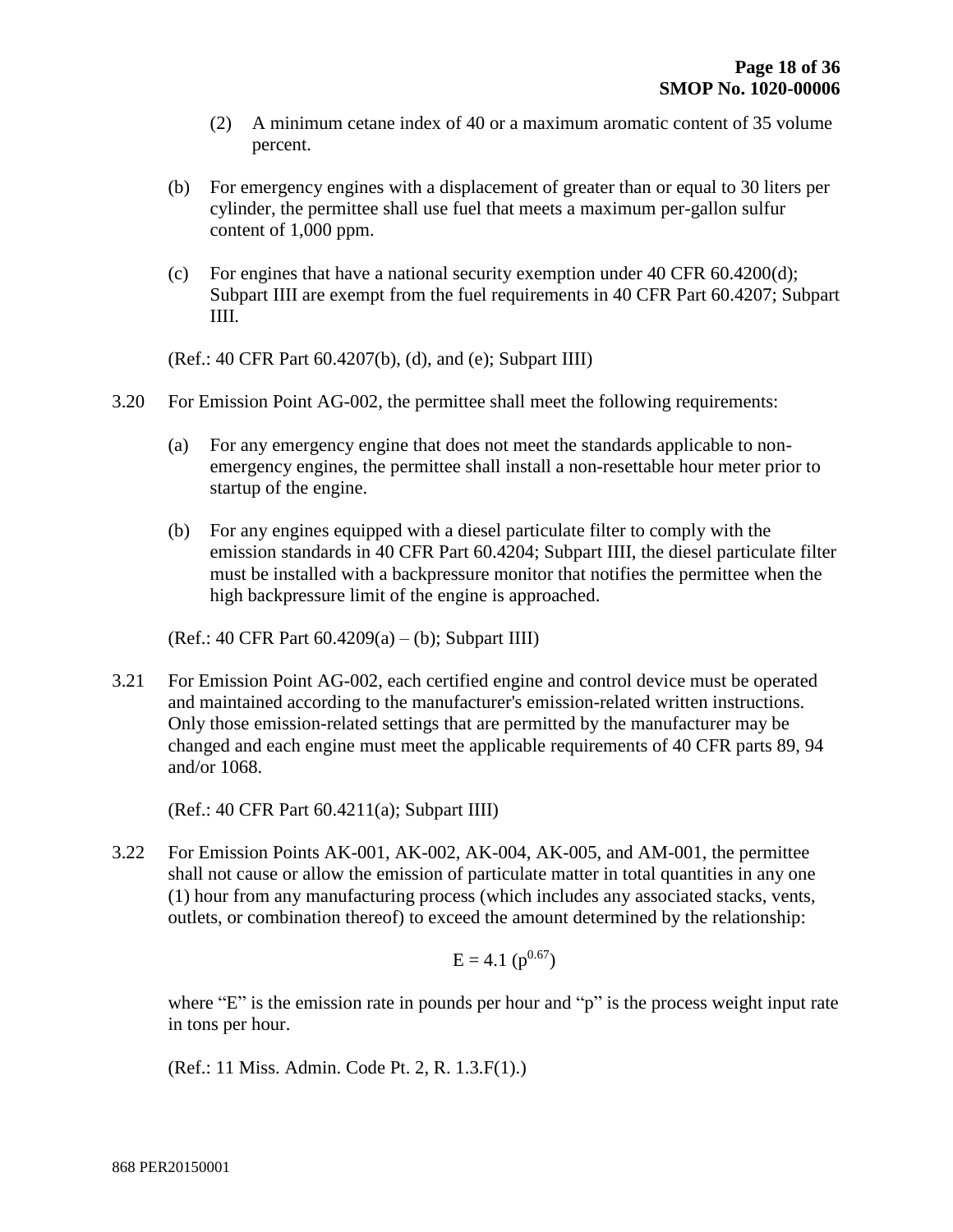(2) A minimum cetane index of 40 or a maximum aromatic content of 35 volume percent.

(b) For emergency engines with a displacement of greater than or equal to 30 liters per cylinder, the permittee shall use fuel that meets a maximum per-gallon sulfur content of 1,000 ppm.

(c) For engines that have a national security exemption under 40 CFR 60.4200(d); Subpart IIII are exempt from the fuel requirements in 40 CFR Part 60.4207; Subpart IIII.

(Ref.: 40 CFR Part 60.4207(b), (d), and (e); Subpart IIII)

3.20 For Emission Point AG-002, the permittee shall meet the following requirements:

(a) For any emergency engine that does not meet the standards applicable to non-emergency engines, the permittee shall install a non-resettable hour meter prior to startup of the engine.

(b) For any engines equipped with a diesel particulate filter to comply with the emission standards in 40 CFR Part 60.4204; Subpart IIII, the diesel particulate filter must be installed with a backpressure monitor that notifies the permittee when the high backpressure limit of the engine is approached.

(Ref.: 40 CFR Part 60.4209(a) – (b); Subpart IIII)

3.21 For Emission Point AG-002, each certified engine and control device must be operated and maintained according to the manufacturer's emission-related written instructions. Only those emission-related settings that are permitted by the manufacturer may be changed and each engine must meet the applicable requirements of 40 CFR parts 89, 94 and/or 1068.

(Ref.: 40 CFR Part 60.4211(a); Subpart IIII)

3.22 For Emission Points AK-001, AK-002, AK-004, AK-005, and AM-001, the permittee shall not cause or allow the emission of particulate matter in total quantities in any one (1) hour from any manufacturing process (which includes any associated stacks, vents, outlets, or combination thereof) to exceed the amount determined by the relationship:

$$E = 4.1\,(p^{0.67})$$

where "E" is the emission rate in pounds per hour and "p" is the process weight input rate in tons per hour.

(Ref.: 11 Miss. Admin. Code Pt. 2, R. 1.3.F(1).)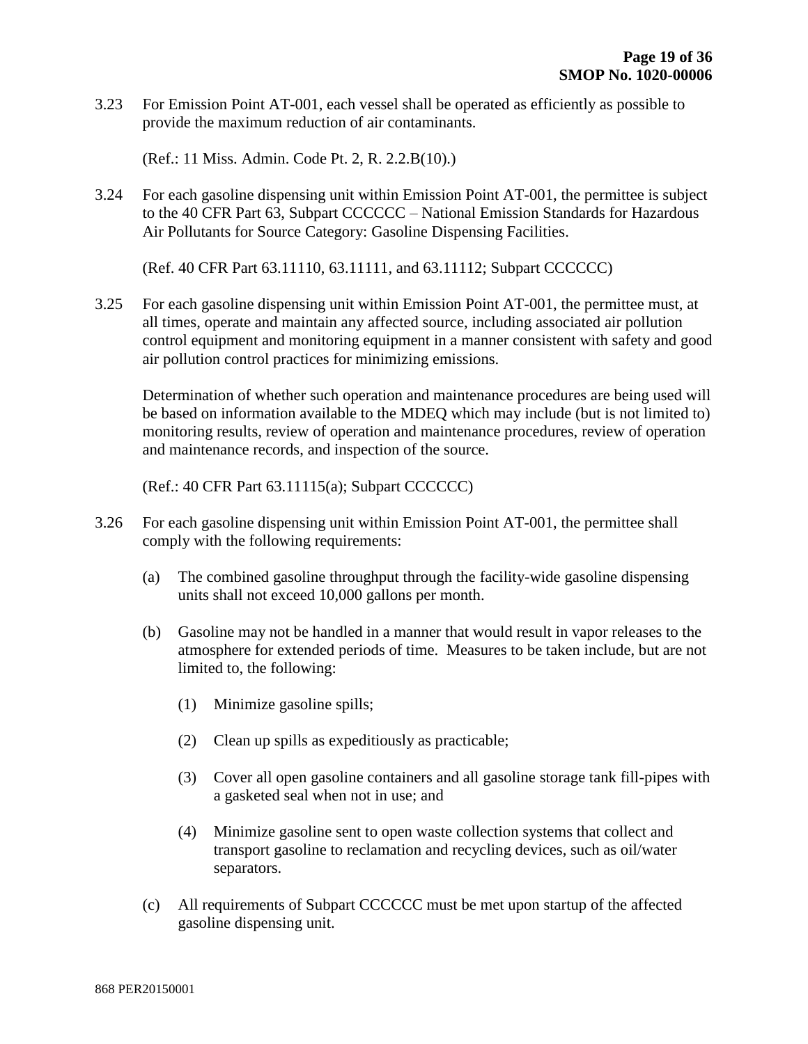3.23 For Emission Point AT-001, each vessel shall be operated as efficiently as possible to provide the maximum reduction of air contaminants.

(Ref.: 11 Miss. Admin. Code Pt. 2, R. 2.2.B(10).)

3.24 For each gasoline dispensing unit within Emission Point AT-001, the permittee is subject to the 40 CFR Part 63, Subpart CCCCCC – National Emission Standards for Hazardous Air Pollutants for Source Category: Gasoline Dispensing Facilities.

(Ref. 40 CFR Part 63.11110, 63.11111, and 63.11112; Subpart CCCCCC)

3.25 For each gasoline dispensing unit within Emission Point AT-001, the permittee must, at all times, operate and maintain any affected source, including associated air pollution control equipment and monitoring equipment in a manner consistent with safety and good air pollution control practices for minimizing emissions.

Determination of whether such operation and maintenance procedures are being used will be based on information available to the MDEQ which may include (but is not limited to) monitoring results, review of operation and maintenance procedures, review of operation and maintenance records, and inspection of the source.

(Ref.: 40 CFR Part 63.11115(a); Subpart CCCCCC)

3.26 For each gasoline dispensing unit within Emission Point AT-001, the permittee shall comply with the following requirements:

(a) The combined gasoline throughput through the facility-wide gasoline dispensing units shall not exceed 10,000 gallons per month.

(b) Gasoline may not be handled in a manner that would result in vapor releases to the atmosphere for extended periods of time. Measures to be taken include, but are not limited to, the following:

(1) Minimize gasoline spills;

(2) Clean up spills as expeditiously as practicable;

(3) Cover all open gasoline containers and all gasoline storage tank fill-pipes with a gasketed seal when not in use; and

(4) Minimize gasoline sent to open waste collection systems that collect and transport gasoline to reclamation and recycling devices, such as oil/water separators.

(c) All requirements of Subpart CCCCCC must be met upon startup of the affected gasoline dispensing unit.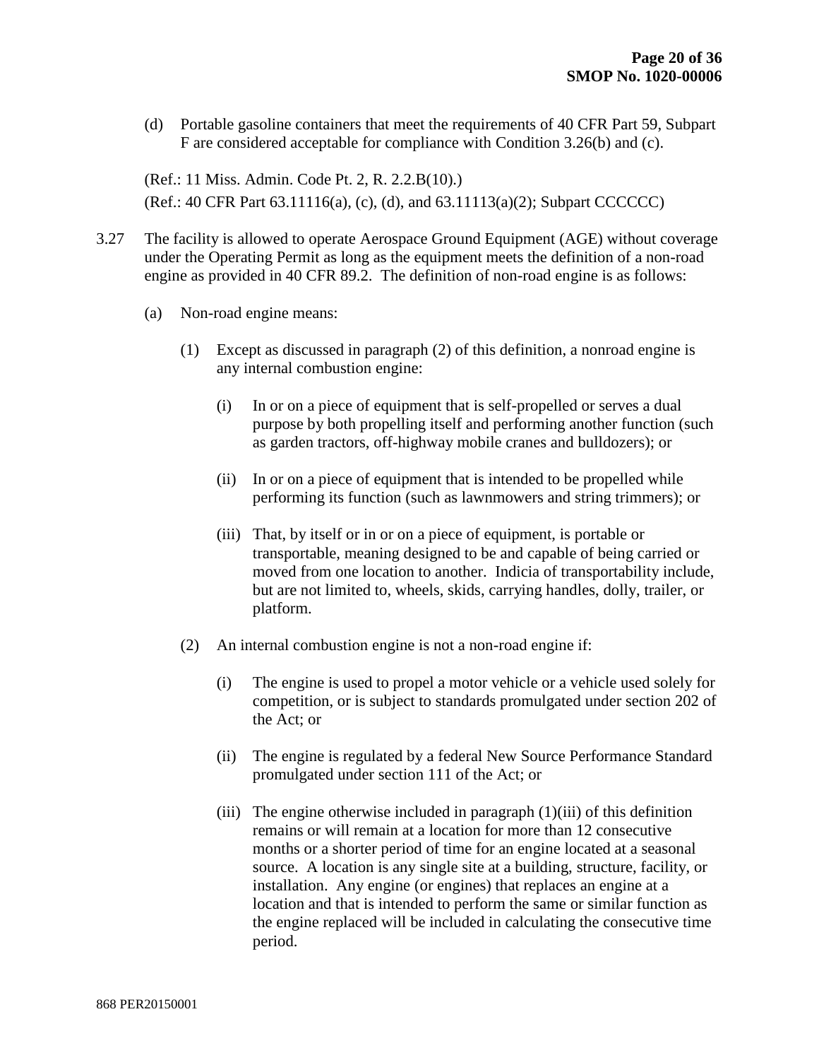(d) Portable gasoline containers that meet the requirements of 40 CFR Part 59, Subpart F are considered acceptable for compliance with Condition 3.26(b) and (c).

(Ref.: 11 Miss. Admin. Code Pt. 2, R. 2.2.B(10).)
(Ref.: 40 CFR Part 63.11116(a), (c), (d), and 63.11113(a)(2); Subpart CCCCCC)

3.27 The facility is allowed to operate Aerospace Ground Equipment (AGE) without coverage under the Operating Permit as long as the equipment meets the definition of a non-road engine as provided in 40 CFR 89.2. The definition of non-road engine is as follows:

(a) Non-road engine means:

(1) Except as discussed in paragraph (2) of this definition, a nonroad engine is any internal combustion engine:

(i) In or on a piece of equipment that is self-propelled or serves a dual purpose by both propelling itself and performing another function (such as garden tractors, off-highway mobile cranes and bulldozers); or

(ii) In or on a piece of equipment that is intended to be propelled while performing its function (such as lawnmowers and string trimmers); or

(iii) That, by itself or in or on a piece of equipment, is portable or transportable, meaning designed to be and capable of being carried or moved from one location to another. Indicia of transportability include, but are not limited to, wheels, skids, carrying handles, dolly, trailer, or platform.

(2) An internal combustion engine is not a non-road engine if:

(i) The engine is used to propel a motor vehicle or a vehicle used solely for competition, or is subject to standards promulgated under section 202 of the Act; or

(ii) The engine is regulated by a federal New Source Performance Standard promulgated under section 111 of the Act; or

(iii) The engine otherwise included in paragraph (1)(iii) of this definition remains or will remain at a location for more than 12 consecutive months or a shorter period of time for an engine located at a seasonal source. A location is any single site at a building, structure, facility, or installation. Any engine (or engines) that replaces an engine at a location and that is intended to perform the same or similar function as the engine replaced will be included in calculating the consecutive time period.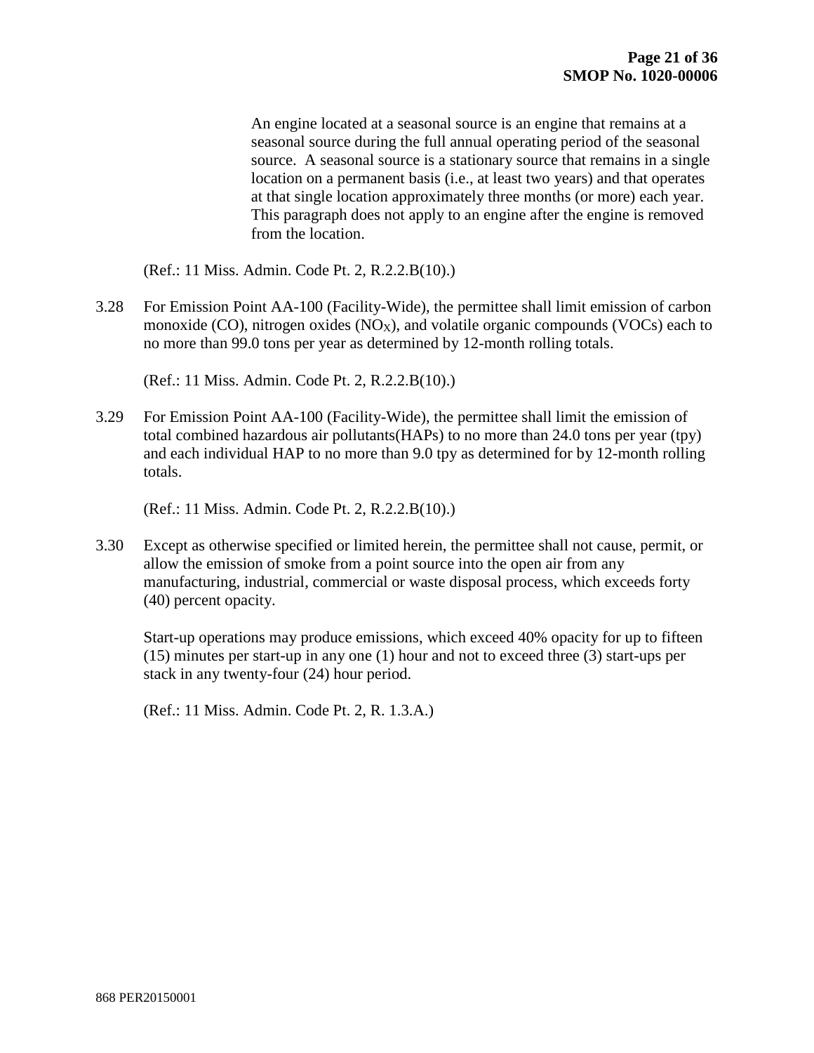An engine located at a seasonal source is an engine that remains at a seasonal source during the full annual operating period of the seasonal source. A seasonal source is a stationary source that remains in a single location on a permanent basis (i.e., at least two years) and that operates at that single location approximately three months (or more) each year. This paragraph does not apply to an engine after the engine is removed from the location.

(Ref.: 11 Miss. Admin. Code Pt. 2, R.2.2.B(10).)

3.28 For Emission Point AA-100 (Facility-Wide), the permittee shall limit emission of carbon monoxide (CO), nitrogen oxides ($NO_X$), and volatile organic compounds (VOCs) each to no more than 99.0 tons per year as determined by 12-month rolling totals.

(Ref.: 11 Miss. Admin. Code Pt. 2, R.2.2.B(10).)

3.29 For Emission Point AA-100 (Facility-Wide), the permittee shall limit the emission of total combined hazardous air pollutants(HAPs) to no more than 24.0 tons per year (tpy) and each individual HAP to no more than 9.0 tpy as determined for by 12-month rolling totals.

(Ref.: 11 Miss. Admin. Code Pt. 2, R.2.2.B(10).)

3.30 Except as otherwise specified or limited herein, the permittee shall not cause, permit, or allow the emission of smoke from a point source into the open air from any manufacturing, industrial, commercial or waste disposal process, which exceeds forty (40) percent opacity.

Start-up operations may produce emissions, which exceed 40% opacity for up to fifteen (15) minutes per start-up in any one (1) hour and not to exceed three (3) start-ups per stack in any twenty-four (24) hour period.

(Ref.: 11 Miss. Admin. Code Pt. 2, R. 1.3.A.)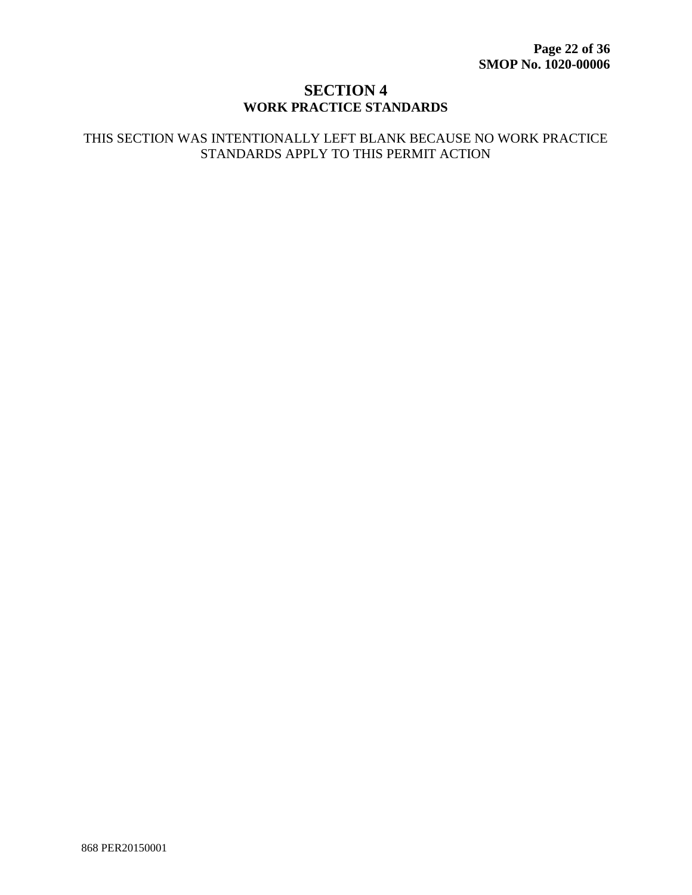# SECTION 4

## WORK PRACTICE STANDARDS

THIS SECTION WAS INTENTIONALLY LEFT BLANK BECAUSE NO WORK PRACTICE STANDARDS APPLY TO THIS PERMIT ACTION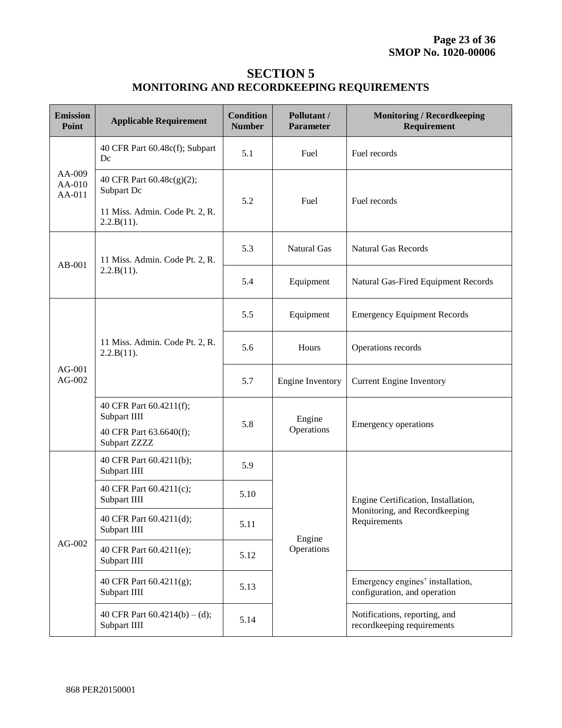# SECTION 5
## MONITORING AND RECORDKEEPING REQUIREMENTS

| Emission Point | Applicable Requirement | Condition Number | Pollutant / Parameter | Monitoring / Recordkeeping Requirement |
|---|---|---|---|---|
| AA-009 AA-010 AA-011 | 40 CFR Part 60.48c(f); Subpart Dc | 5.1 | Fuel | Fuel records |
| | 40 CFR Part 60.48c(g)(2); Subpart Dc<br>11 Miss. Admin. Code Pt. 2, R. 2.2.B(11). | 5.2 | Fuel | Fuel records |
| AB-001 | 11 Miss. Admin. Code Pt. 2, R. 2.2.B(11). | 5.3 | Natural Gas | Natural Gas Records |
| | | 5.4 | Equipment | Natural Gas-Fired Equipment Records |
| AG-001 AG-002 | 11 Miss. Admin. Code Pt. 2, R. 2.2.B(11). | 5.5 | Equipment | Emergency Equipment Records |
| | | 5.6 | Hours | Operations records |
| | | 5.7 | Engine Inventory | Current Engine Inventory |
| | 40 CFR Part 60.4211(f); Subpart IIII<br>40 CFR Part 63.6640(f); Subpart ZZZZ | 5.8 | Engine Operations | Emergency operations |
| AG-002 | 40 CFR Part 60.4211(b); Subpart IIII | 5.9 | Engine Operations | Engine Certification, Installation, Monitoring, and Recordkeeping Requirements |
| | 40 CFR Part 60.4211(c); Subpart IIII | 5.10 | | |
| | 40 CFR Part 60.4211(d); Subpart IIII | 5.11 | | |
| | 40 CFR Part 60.4211(e); Subpart IIII | 5.12 | | |
| | 40 CFR Part 60.4211(g); Subpart IIII | 5.13 | | Emergency engines' installation, configuration, and operation |
| | 40 CFR Part 60.4214(b) – (d); Subpart IIII | 5.14 | | Notifications, reporting, and recordkeeping requirements |

868 PER20150001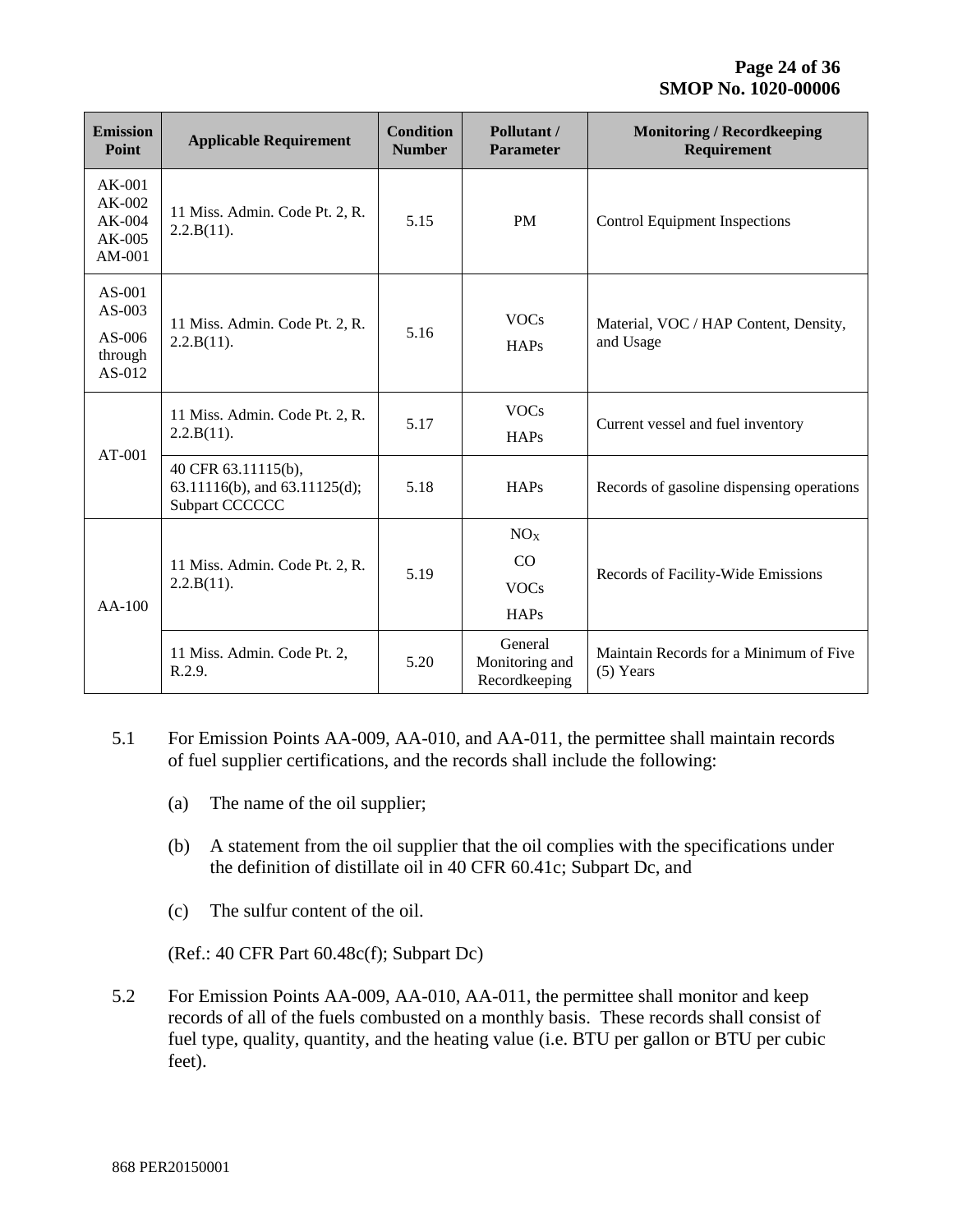| Emission Point | Applicable Requirement | Condition Number | Pollutant / Parameter | Monitoring / Recordkeeping Requirement |
|---|---|---|---|---|
| AK-001<br>AK-002<br>AK-004<br>AK-005<br>AM-001 | 11 Miss. Admin. Code Pt. 2, R. 2.2.B(11). | 5.15 | PM | Control Equipment Inspections |
| AS-001<br>AS-003<br>AS-006 through AS-012 | 11 Miss. Admin. Code Pt. 2, R. 2.2.B(11). | 5.16 | VOCs<br>HAPs | Material, VOC / HAP Content, Density, and Usage |
| AT-001 | 11 Miss. Admin. Code Pt. 2, R. 2.2.B(11). | 5.17 | VOCs<br>HAPs | Current vessel and fuel inventory |
| | 40 CFR 63.11115(b), 63.11116(b), and 63.11125(d); Subpart CCCCCC | 5.18 | HAPs | Records of gasoline dispensing operations |
| AA-100 | 11 Miss. Admin. Code Pt. 2, R. 2.2.B(11). | 5.19 | $NO_X$<br>CO<br>VOCs<br>HAPs | Records of Facility-Wide Emissions |
| | 11 Miss. Admin. Code Pt. 2, R.2.9. | 5.20 | General Monitoring and Recordkeeping | Maintain Records for a Minimum of Five (5) Years |

5.1 For Emission Points AA-009, AA-010, and AA-011, the permittee shall maintain records of fuel supplier certifications, and the records shall include the following:

(a) The name of the oil supplier;

(b) A statement from the oil supplier that the oil complies with the specifications under the definition of distillate oil in 40 CFR 60.41c; Subpart Dc, and

(c) The sulfur content of the oil.

(Ref.: 40 CFR Part 60.48c(f); Subpart Dc)

5.2 For Emission Points AA-009, AA-010, AA-011, the permittee shall monitor and keep records of all of the fuels combusted on a monthly basis. These records shall consist of fuel type, quality, quantity, and the heating value (i.e. BTU per gallon or BTU per cubic feet).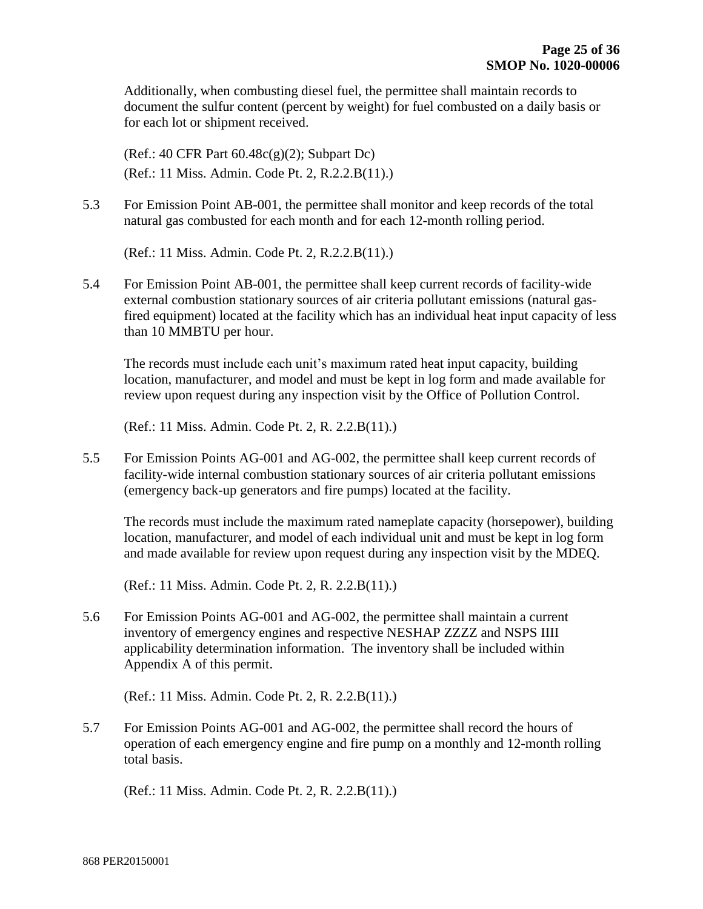Additionally, when combusting diesel fuel, the permittee shall maintain records to document the sulfur content (percent by weight) for fuel combusted on a daily basis or for each lot or shipment received.

(Ref.: 40 CFR Part 60.48c(g)(2); Subpart Dc)
(Ref.: 11 Miss. Admin. Code Pt. 2, R.2.2.B(11).)

5.3 For Emission Point AB-001, the permittee shall monitor and keep records of the total natural gas combusted for each month and for each 12-month rolling period.

(Ref.: 11 Miss. Admin. Code Pt. 2, R.2.2.B(11).)

5.4 For Emission Point AB-001, the permittee shall keep current records of facility-wide external combustion stationary sources of air criteria pollutant emissions (natural gas-fired equipment) located at the facility which has an individual heat input capacity of less than 10 MMBTU per hour.

The records must include each unit's maximum rated heat input capacity, building location, manufacturer, and model and must be kept in log form and made available for review upon request during any inspection visit by the Office of Pollution Control.

(Ref.: 11 Miss. Admin. Code Pt. 2, R. 2.2.B(11).)

5.5 For Emission Points AG-001 and AG-002, the permittee shall keep current records of facility-wide internal combustion stationary sources of air criteria pollutant emissions (emergency back-up generators and fire pumps) located at the facility.

The records must include the maximum rated nameplate capacity (horsepower), building location, manufacturer, and model of each individual unit and must be kept in log form and made available for review upon request during any inspection visit by the MDEQ.

(Ref.: 11 Miss. Admin. Code Pt. 2, R. 2.2.B(11).)

5.6 For Emission Points AG-001 and AG-002, the permittee shall maintain a current inventory of emergency engines and respective NESHAP ZZZZ and NSPS IIII applicability determination information. The inventory shall be included within Appendix A of this permit.

(Ref.: 11 Miss. Admin. Code Pt. 2, R. 2.2.B(11).)

5.7 For Emission Points AG-001 and AG-002, the permittee shall record the hours of operation of each emergency engine and fire pump on a monthly and 12-month rolling total basis.

(Ref.: 11 Miss. Admin. Code Pt. 2, R. 2.2.B(11).)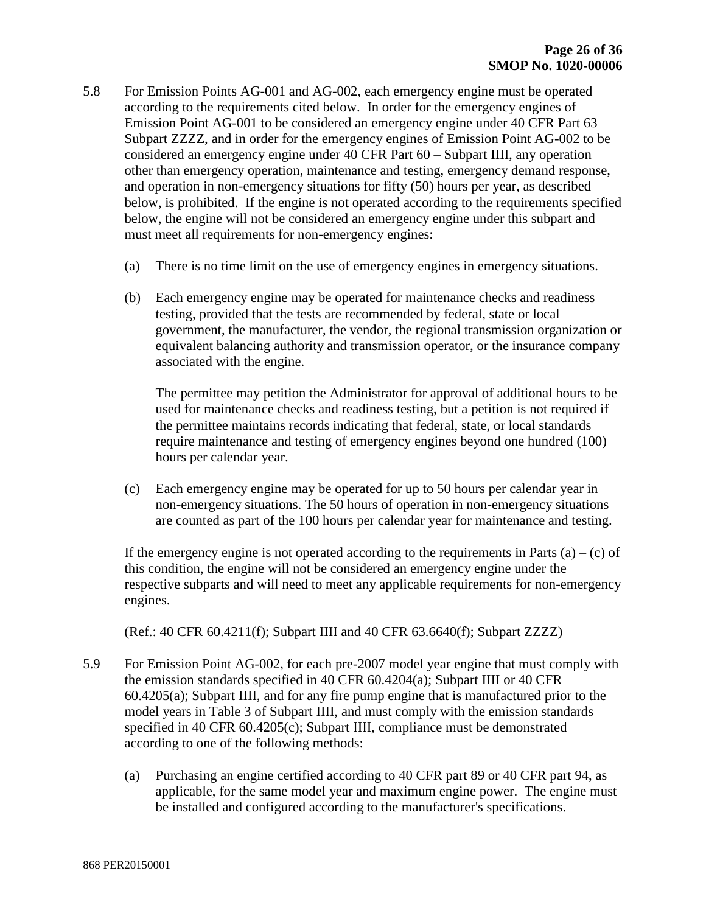5.8 For Emission Points AG-001 and AG-002, each emergency engine must be operated according to the requirements cited below. In order for the emergency engines of Emission Point AG-001 to be considered an emergency engine under 40 CFR Part 63 – Subpart ZZZZ, and in order for the emergency engines of Emission Point AG-002 to be considered an emergency engine under 40 CFR Part 60 – Subpart IIII, any operation other than emergency operation, maintenance and testing, emergency demand response, and operation in non-emergency situations for fifty (50) hours per year, as described below, is prohibited. If the engine is not operated according to the requirements specified below, the engine will not be considered an emergency engine under this subpart and must meet all requirements for non-emergency engines:

(a) There is no time limit on the use of emergency engines in emergency situations.

(b) Each emergency engine may be operated for maintenance checks and readiness testing, provided that the tests are recommended by federal, state or local government, the manufacturer, the vendor, the regional transmission organization or equivalent balancing authority and transmission operator, or the insurance company associated with the engine.

The permittee may petition the Administrator for approval of additional hours to be used for maintenance checks and readiness testing, but a petition is not required if the permittee maintains records indicating that federal, state, or local standards require maintenance and testing of emergency engines beyond one hundred (100) hours per calendar year.

(c) Each emergency engine may be operated for up to 50 hours per calendar year in non-emergency situations. The 50 hours of operation in non-emergency situations are counted as part of the 100 hours per calendar year for maintenance and testing.

If the emergency engine is not operated according to the requirements in Parts (a) – (c) of this condition, the engine will not be considered an emergency engine under the respective subparts and will need to meet any applicable requirements for non-emergency engines.

(Ref.: 40 CFR 60.4211(f); Subpart IIII and 40 CFR 63.6640(f); Subpart ZZZZ)

5.9 For Emission Point AG-002, for each pre-2007 model year engine that must comply with the emission standards specified in 40 CFR 60.4204(a); Subpart IIII or 40 CFR 60.4205(a); Subpart IIII, and for any fire pump engine that is manufactured prior to the model years in Table 3 of Subpart IIII, and must comply with the emission standards specified in 40 CFR 60.4205(c); Subpart IIII, compliance must be demonstrated according to one of the following methods:

(a) Purchasing an engine certified according to 40 CFR part 89 or 40 CFR part 94, as applicable, for the same model year and maximum engine power. The engine must be installed and configured according to the manufacturer's specifications.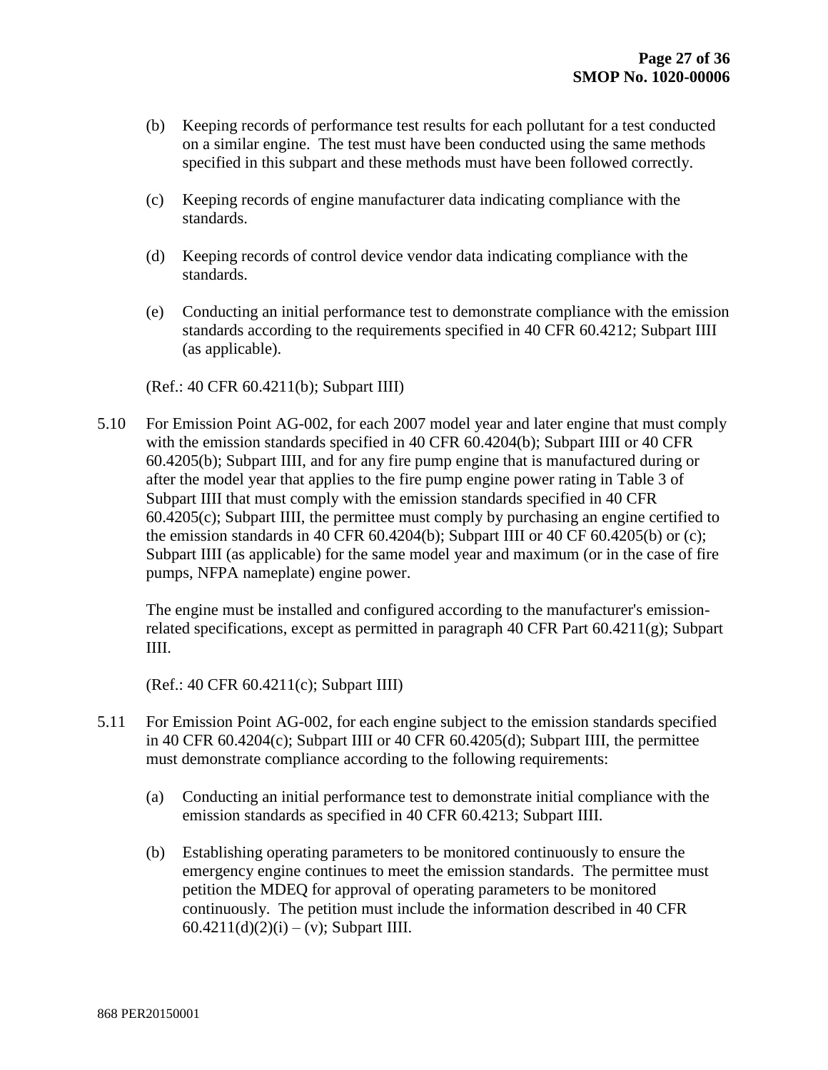(b) Keeping records of performance test results for each pollutant for a test conducted on a similar engine. The test must have been conducted using the same methods specified in this subpart and these methods must have been followed correctly.

(c) Keeping records of engine manufacturer data indicating compliance with the standards.

(d) Keeping records of control device vendor data indicating compliance with the standards.

(e) Conducting an initial performance test to demonstrate compliance with the emission standards according to the requirements specified in 40 CFR 60.4212; Subpart IIII (as applicable).

(Ref.: 40 CFR 60.4211(b); Subpart IIII)

5.10 For Emission Point AG-002, for each 2007 model year and later engine that must comply with the emission standards specified in 40 CFR 60.4204(b); Subpart IIII or 40 CFR 60.4205(b); Subpart IIII, and for any fire pump engine that is manufactured during or after the model year that applies to the fire pump engine power rating in Table 3 of Subpart IIII that must comply with the emission standards specified in 40 CFR 60.4205(c); Subpart IIII, the permittee must comply by purchasing an engine certified to the emission standards in 40 CFR 60.4204(b); Subpart IIII or 40 CF 60.4205(b) or (c); Subpart IIII (as applicable) for the same model year and maximum (or in the case of fire pumps, NFPA nameplate) engine power.

The engine must be installed and configured according to the manufacturer's emission-related specifications, except as permitted in paragraph 40 CFR Part 60.4211(g); Subpart IIII.

(Ref.: 40 CFR 60.4211(c); Subpart IIII)

5.11 For Emission Point AG-002, for each engine subject to the emission standards specified in 40 CFR 60.4204(c); Subpart IIII or 40 CFR 60.4205(d); Subpart IIII, the permittee must demonstrate compliance according to the following requirements:

(a) Conducting an initial performance test to demonstrate initial compliance with the emission standards as specified in 40 CFR 60.4213; Subpart IIII.

(b) Establishing operating parameters to be monitored continuously to ensure the emergency engine continues to meet the emission standards. The permittee must petition the MDEQ for approval of operating parameters to be monitored continuously. The petition must include the information described in 40 CFR 60.4211(d)(2)(i) – (v); Subpart IIII.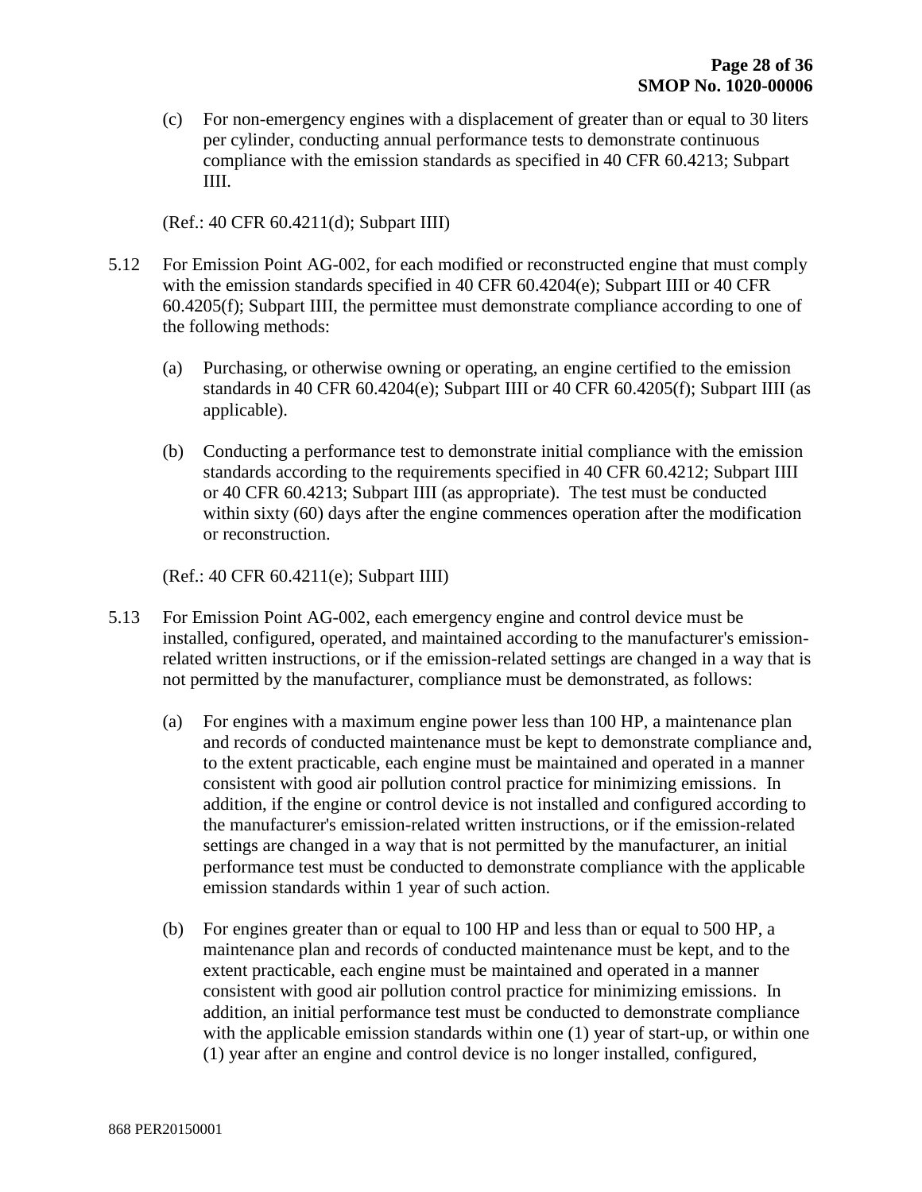(c) For non-emergency engines with a displacement of greater than or equal to 30 liters per cylinder, conducting annual performance tests to demonstrate continuous compliance with the emission standards as specified in 40 CFR 60.4213; Subpart IIII.

(Ref.: 40 CFR 60.4211(d); Subpart IIII)

5.12 For Emission Point AG-002, for each modified or reconstructed engine that must comply with the emission standards specified in 40 CFR 60.4204(e); Subpart IIII or 40 CFR 60.4205(f); Subpart IIII, the permittee must demonstrate compliance according to one of the following methods:

(a) Purchasing, or otherwise owning or operating, an engine certified to the emission standards in 40 CFR 60.4204(e); Subpart IIII or 40 CFR 60.4205(f); Subpart IIII (as applicable).

(b) Conducting a performance test to demonstrate initial compliance with the emission standards according to the requirements specified in 40 CFR 60.4212; Subpart IIII or 40 CFR 60.4213; Subpart IIII (as appropriate). The test must be conducted within sixty (60) days after the engine commences operation after the modification or reconstruction.

(Ref.: 40 CFR 60.4211(e); Subpart IIII)

5.13 For Emission Point AG-002, each emergency engine and control device must be installed, configured, operated, and maintained according to the manufacturer's emission-related written instructions, or if the emission-related settings are changed in a way that is not permitted by the manufacturer, compliance must be demonstrated, as follows:

(a) For engines with a maximum engine power less than 100 HP, a maintenance plan and records of conducted maintenance must be kept to demonstrate compliance and, to the extent practicable, each engine must be maintained and operated in a manner consistent with good air pollution control practice for minimizing emissions. In addition, if the engine or control device is not installed and configured according to the manufacturer's emission-related written instructions, or if the emission-related settings are changed in a way that is not permitted by the manufacturer, an initial performance test must be conducted to demonstrate compliance with the applicable emission standards within 1 year of such action.

(b) For engines greater than or equal to 100 HP and less than or equal to 500 HP, a maintenance plan and records of conducted maintenance must be kept, and to the extent practicable, each engine must be maintained and operated in a manner consistent with good air pollution control practice for minimizing emissions. In addition, an initial performance test must be conducted to demonstrate compliance with the applicable emission standards within one (1) year of start-up, or within one (1) year after an engine and control device is no longer installed, configured,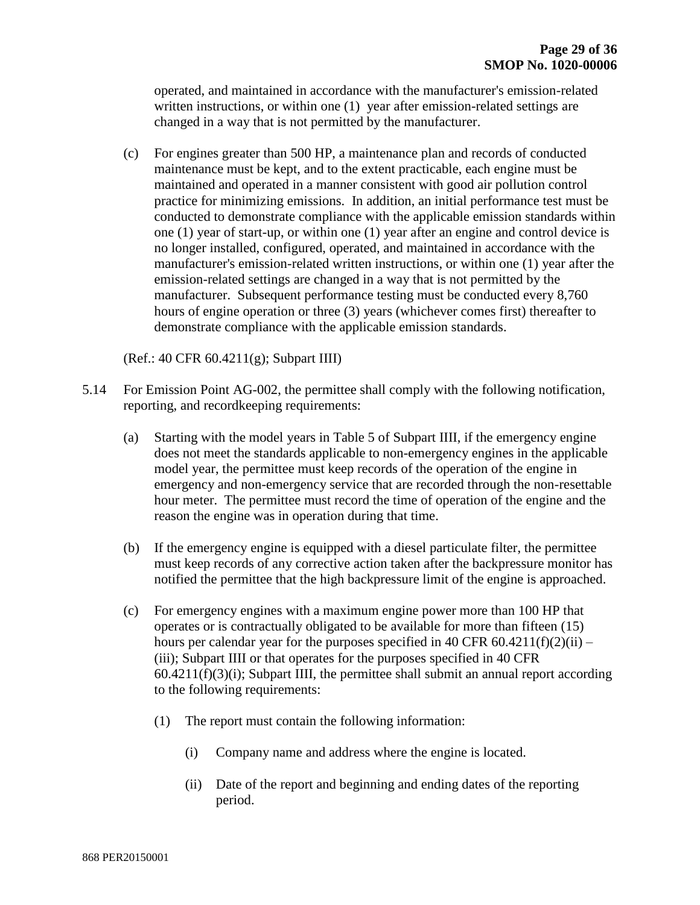operated, and maintained in accordance with the manufacturer's emission-related written instructions, or within one (1) year after emission-related settings are changed in a way that is not permitted by the manufacturer.

(c) For engines greater than 500 HP, a maintenance plan and records of conducted maintenance must be kept, and to the extent practicable, each engine must be maintained and operated in a manner consistent with good air pollution control practice for minimizing emissions. In addition, an initial performance test must be conducted to demonstrate compliance with the applicable emission standards within one (1) year of start-up, or within one (1) year after an engine and control device is no longer installed, configured, operated, and maintained in accordance with the manufacturer's emission-related written instructions, or within one (1) year after the emission-related settings are changed in a way that is not permitted by the manufacturer. Subsequent performance testing must be conducted every 8,760 hours of engine operation or three (3) years (whichever comes first) thereafter to demonstrate compliance with the applicable emission standards.

(Ref.: 40 CFR 60.4211(g); Subpart IIII)

5.14 For Emission Point AG-002, the permittee shall comply with the following notification, reporting, and recordkeeping requirements:

(a) Starting with the model years in Table 5 of Subpart IIII, if the emergency engine does not meet the standards applicable to non-emergency engines in the applicable model year, the permittee must keep records of the operation of the engine in emergency and non-emergency service that are recorded through the non-resettable hour meter. The permittee must record the time of operation of the engine and the reason the engine was in operation during that time.

(b) If the emergency engine is equipped with a diesel particulate filter, the permittee must keep records of any corrective action taken after the backpressure monitor has notified the permittee that the high backpressure limit of the engine is approached.

(c) For emergency engines with a maximum engine power more than 100 HP that operates or is contractually obligated to be available for more than fifteen (15) hours per calendar year for the purposes specified in 40 CFR 60.4211(f)(2)(ii) – (iii); Subpart IIII or that operates for the purposes specified in 40 CFR 60.4211(f)(3)(i); Subpart IIII, the permittee shall submit an annual report according to the following requirements:

  (1) The report must contain the following information:

    (i) Company name and address where the engine is located.

    (ii) Date of the report and beginning and ending dates of the reporting period.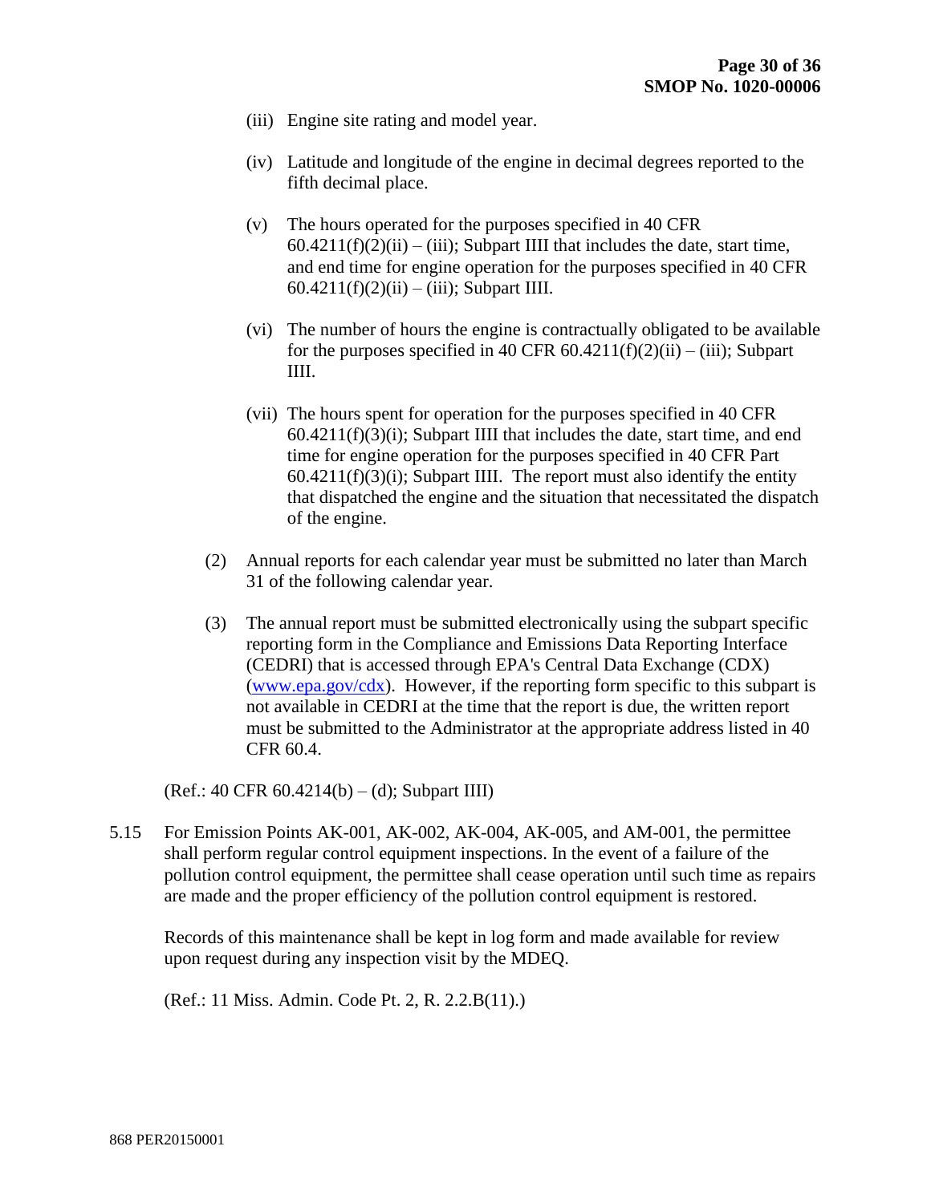(iii) Engine site rating and model year.

(iv) Latitude and longitude of the engine in decimal degrees reported to the fifth decimal place.

(v) The hours operated for the purposes specified in 40 CFR 60.4211(f)(2)(ii) – (iii); Subpart IIII that includes the date, start time, and end time for engine operation for the purposes specified in 40 CFR 60.4211(f)(2)(ii) – (iii); Subpart IIII.

(vi) The number of hours the engine is contractually obligated to be available for the purposes specified in 40 CFR 60.4211(f)(2)(ii) – (iii); Subpart IIII.

(vii) The hours spent for operation for the purposes specified in 40 CFR 60.4211(f)(3)(i); Subpart IIII that includes the date, start time, and end time for engine operation for the purposes specified in 40 CFR Part 60.4211(f)(3)(i); Subpart IIII. The report must also identify the entity that dispatched the engine and the situation that necessitated the dispatch of the engine.

(2) Annual reports for each calendar year must be submitted no later than March 31 of the following calendar year.

(3) The annual report must be submitted electronically using the subpart specific reporting form in the Compliance and Emissions Data Reporting Interface (CEDRI) that is accessed through EPA's Central Data Exchange (CDX) (www.epa.gov/cdx). However, if the reporting form specific to this subpart is not available in CEDRI at the time that the report is due, the written report must be submitted to the Administrator at the appropriate address listed in 40 CFR 60.4.

(Ref.: 40 CFR 60.4214(b) – (d); Subpart IIII)

5.15 For Emission Points AK-001, AK-002, AK-004, AK-005, and AM-001, the permittee shall perform regular control equipment inspections. In the event of a failure of the pollution control equipment, the permittee shall cease operation until such time as repairs are made and the proper efficiency of the pollution control equipment is restored.

Records of this maintenance shall be kept in log form and made available for review upon request during any inspection visit by the MDEQ.

(Ref.: 11 Miss. Admin. Code Pt. 2, R. 2.2.B(11).)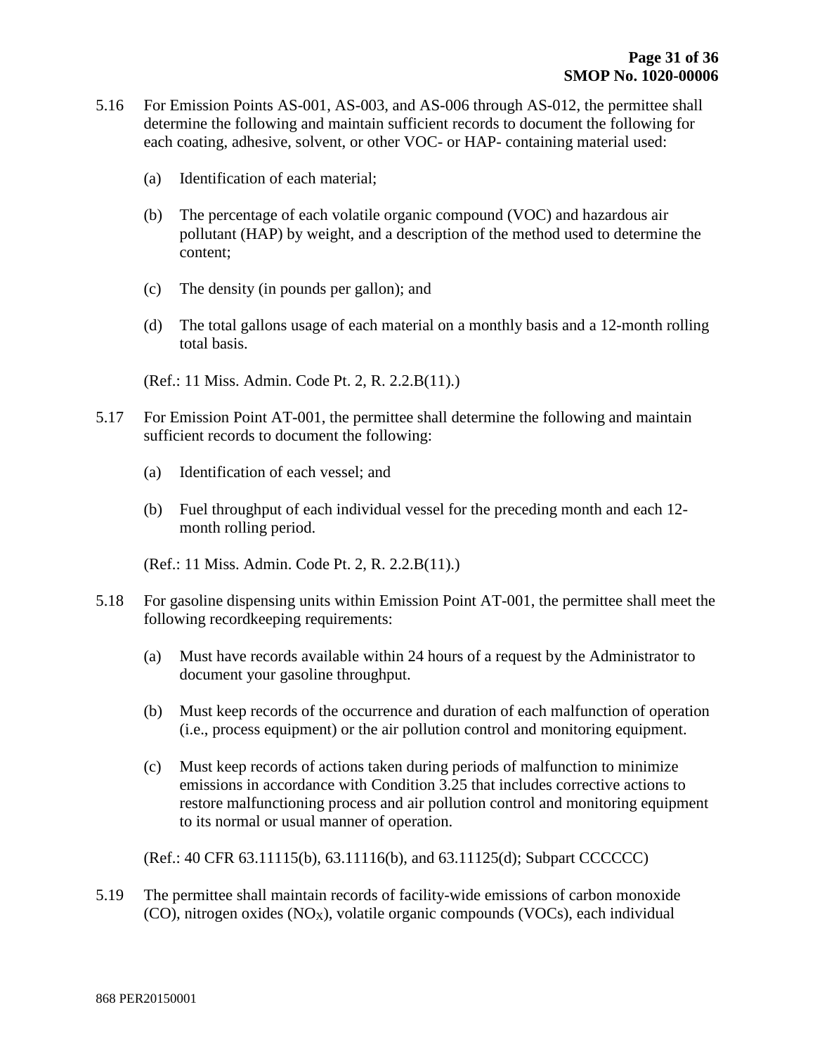5.16 For Emission Points AS-001, AS-003, and AS-006 through AS-012, the permittee shall determine the following and maintain sufficient records to document the following for each coating, adhesive, solvent, or other VOC- or HAP- containing material used:

(a) Identification of each material;

(b) The percentage of each volatile organic compound (VOC) and hazardous air pollutant (HAP) by weight, and a description of the method used to determine the content;

(c) The density (in pounds per gallon); and

(d) The total gallons usage of each material on a monthly basis and a 12-month rolling total basis.

(Ref.: 11 Miss. Admin. Code Pt. 2, R. 2.2.B(11).)

5.17 For Emission Point AT-001, the permittee shall determine the following and maintain sufficient records to document the following:

(a) Identification of each vessel; and

(b) Fuel throughput of each individual vessel for the preceding month and each 12-month rolling period.

(Ref.: 11 Miss. Admin. Code Pt. 2, R. 2.2.B(11).)

5.18 For gasoline dispensing units within Emission Point AT-001, the permittee shall meet the following recordkeeping requirements:

(a) Must have records available within 24 hours of a request by the Administrator to document your gasoline throughput.

(b) Must keep records of the occurrence and duration of each malfunction of operation (i.e., process equipment) or the air pollution control and monitoring equipment.

(c) Must keep records of actions taken during periods of malfunction to minimize emissions in accordance with Condition 3.25 that includes corrective actions to restore malfunctioning process and air pollution control and monitoring equipment to its normal or usual manner of operation.

(Ref.: 40 CFR 63.11115(b), 63.11116(b), and 63.11125(d); Subpart CCCCCC)

5.19 The permittee shall maintain records of facility-wide emissions of carbon monoxide (CO), nitrogen oxides ($NO_X$), volatile organic compounds (VOCs), each individual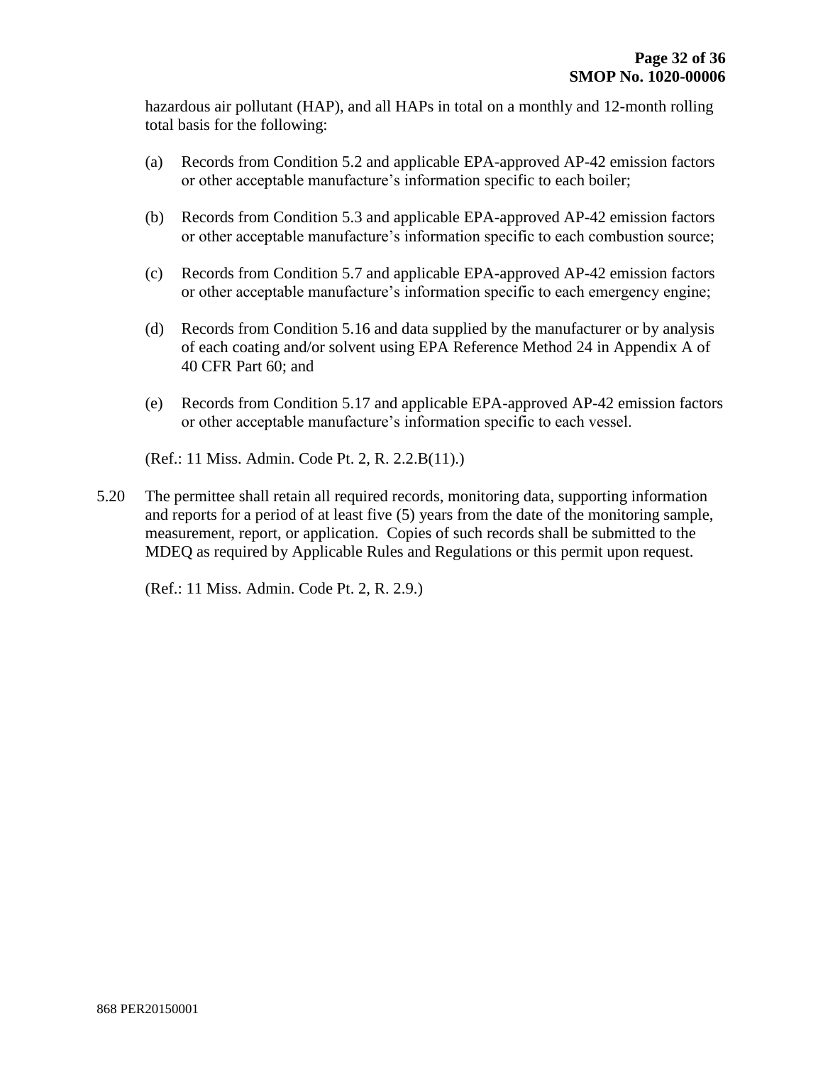hazardous air pollutant (HAP), and all HAPs in total on a monthly and 12-month rolling total basis for the following:

(a) Records from Condition 5.2 and applicable EPA-approved AP-42 emission factors or other acceptable manufacture's information specific to each boiler;

(b) Records from Condition 5.3 and applicable EPA-approved AP-42 emission factors or other acceptable manufacture's information specific to each combustion source;

(c) Records from Condition 5.7 and applicable EPA-approved AP-42 emission factors or other acceptable manufacture's information specific to each emergency engine;

(d) Records from Condition 5.16 and data supplied by the manufacturer or by analysis of each coating and/or solvent using EPA Reference Method 24 in Appendix A of 40 CFR Part 60; and

(e) Records from Condition 5.17 and applicable EPA-approved AP-42 emission factors or other acceptable manufacture's information specific to each vessel.

(Ref.: 11 Miss. Admin. Code Pt. 2, R. 2.2.B(11).)

5.20 The permittee shall retain all required records, monitoring data, supporting information and reports for a period of at least five (5) years from the date of the monitoring sample, measurement, report, or application. Copies of such records shall be submitted to the MDEQ as required by Applicable Rules and Regulations or this permit upon request.

(Ref.: 11 Miss. Admin. Code Pt. 2, R. 2.9.)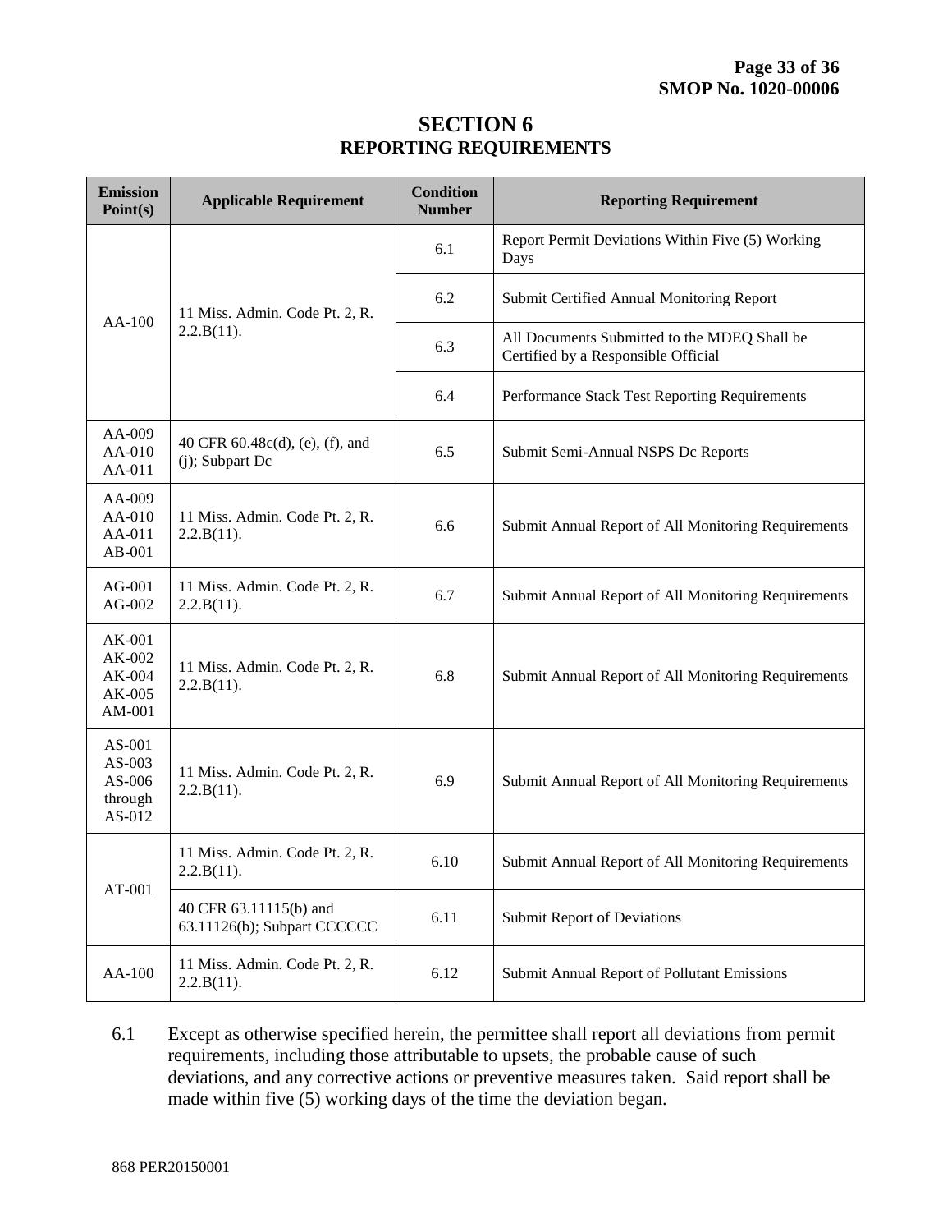# SECTION 6
## REPORTING REQUIREMENTS

| Emission Point(s) | Applicable Requirement | Condition Number | Reporting Requirement |
|---|---|---|---|
| AA-100 | 11 Miss. Admin. Code Pt. 2, R. 2.2.B(11). | 6.1 | Report Permit Deviations Within Five (5) Working Days |
| | | 6.2 | Submit Certified Annual Monitoring Report |
| | | 6.3 | All Documents Submitted to the MDEQ Shall be Certified by a Responsible Official |
| | | 6.4 | Performance Stack Test Reporting Requirements |
| AA-009 AA-010 AA-011 | 40 CFR 60.48c(d), (e), (f), and (j); Subpart Dc | 6.5 | Submit Semi-Annual NSPS Dc Reports |
| AA-009 AA-010 AA-011 AB-001 | 11 Miss. Admin. Code Pt. 2, R. 2.2.B(11). | 6.6 | Submit Annual Report of All Monitoring Requirements |
| AG-001 AG-002 | 11 Miss. Admin. Code Pt. 2, R. 2.2.B(11). | 6.7 | Submit Annual Report of All Monitoring Requirements |
| AK-001 AK-002 AK-004 AK-005 AM-001 | 11 Miss. Admin. Code Pt. 2, R. 2.2.B(11). | 6.8 | Submit Annual Report of All Monitoring Requirements |
| AS-001 AS-003 AS-006 through AS-012 | 11 Miss. Admin. Code Pt. 2, R. 2.2.B(11). | 6.9 | Submit Annual Report of All Monitoring Requirements |
| AT-001 | 11 Miss. Admin. Code Pt. 2, R. 2.2.B(11). | 6.10 | Submit Annual Report of All Monitoring Requirements |
| | 40 CFR 63.11115(b) and 63.11126(b); Subpart CCCCCC | 6.11 | Submit Report of Deviations |
| AA-100 | 11 Miss. Admin. Code Pt. 2, R. 2.2.B(11). | 6.12 | Submit Annual Report of Pollutant Emissions |

6.1 Except as otherwise specified herein, the permittee shall report all deviations from permit requirements, including those attributable to upsets, the probable cause of such deviations, and any corrective actions or preventive measures taken. Said report shall be made within five (5) working days of the time the deviation began.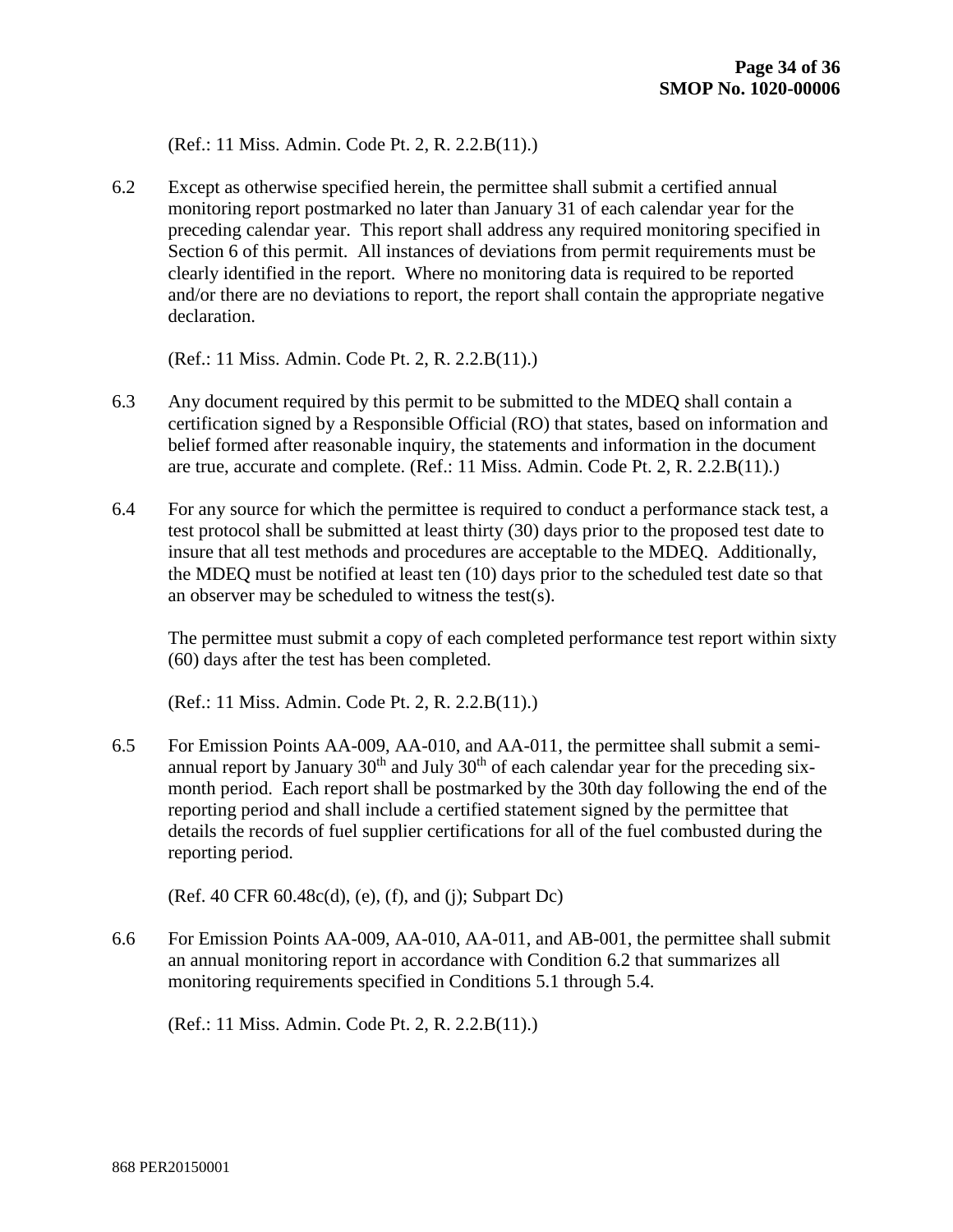(Ref.: 11 Miss. Admin. Code Pt. 2, R. 2.2.B(11).)

6.2 Except as otherwise specified herein, the permittee shall submit a certified annual monitoring report postmarked no later than January 31 of each calendar year for the preceding calendar year. This report shall address any required monitoring specified in Section 6 of this permit. All instances of deviations from permit requirements must be clearly identified in the report. Where no monitoring data is required to be reported and/or there are no deviations to report, the report shall contain the appropriate negative declaration.

(Ref.: 11 Miss. Admin. Code Pt. 2, R. 2.2.B(11).)

6.3 Any document required by this permit to be submitted to the MDEQ shall contain a certification signed by a Responsible Official (RO) that states, based on information and belief formed after reasonable inquiry, the statements and information in the document are true, accurate and complete. (Ref.: 11 Miss. Admin. Code Pt. 2, R. 2.2.B(11).)

6.4 For any source for which the permittee is required to conduct a performance stack test, a test protocol shall be submitted at least thirty (30) days prior to the proposed test date to insure that all test methods and procedures are acceptable to the MDEQ. Additionally, the MDEQ must be notified at least ten (10) days prior to the scheduled test date so that an observer may be scheduled to witness the test(s).

The permittee must submit a copy of each completed performance test report within sixty (60) days after the test has been completed.

(Ref.: 11 Miss. Admin. Code Pt. 2, R. 2.2.B(11).)

6.5 For Emission Points AA-009, AA-010, and AA-011, the permittee shall submit a semi-annual report by January 30th and July 30th of each calendar year for the preceding six-month period. Each report shall be postmarked by the 30th day following the end of the reporting period and shall include a certified statement signed by the permittee that details the records of fuel supplier certifications for all of the fuel combusted during the reporting period.

(Ref. 40 CFR 60.48c(d), (e), (f), and (j); Subpart Dc)

6.6 For Emission Points AA-009, AA-010, AA-011, and AB-001, the permittee shall submit an annual monitoring report in accordance with Condition 6.2 that summarizes all monitoring requirements specified in Conditions 5.1 through 5.4.

(Ref.: 11 Miss. Admin. Code Pt. 2, R. 2.2.B(11).)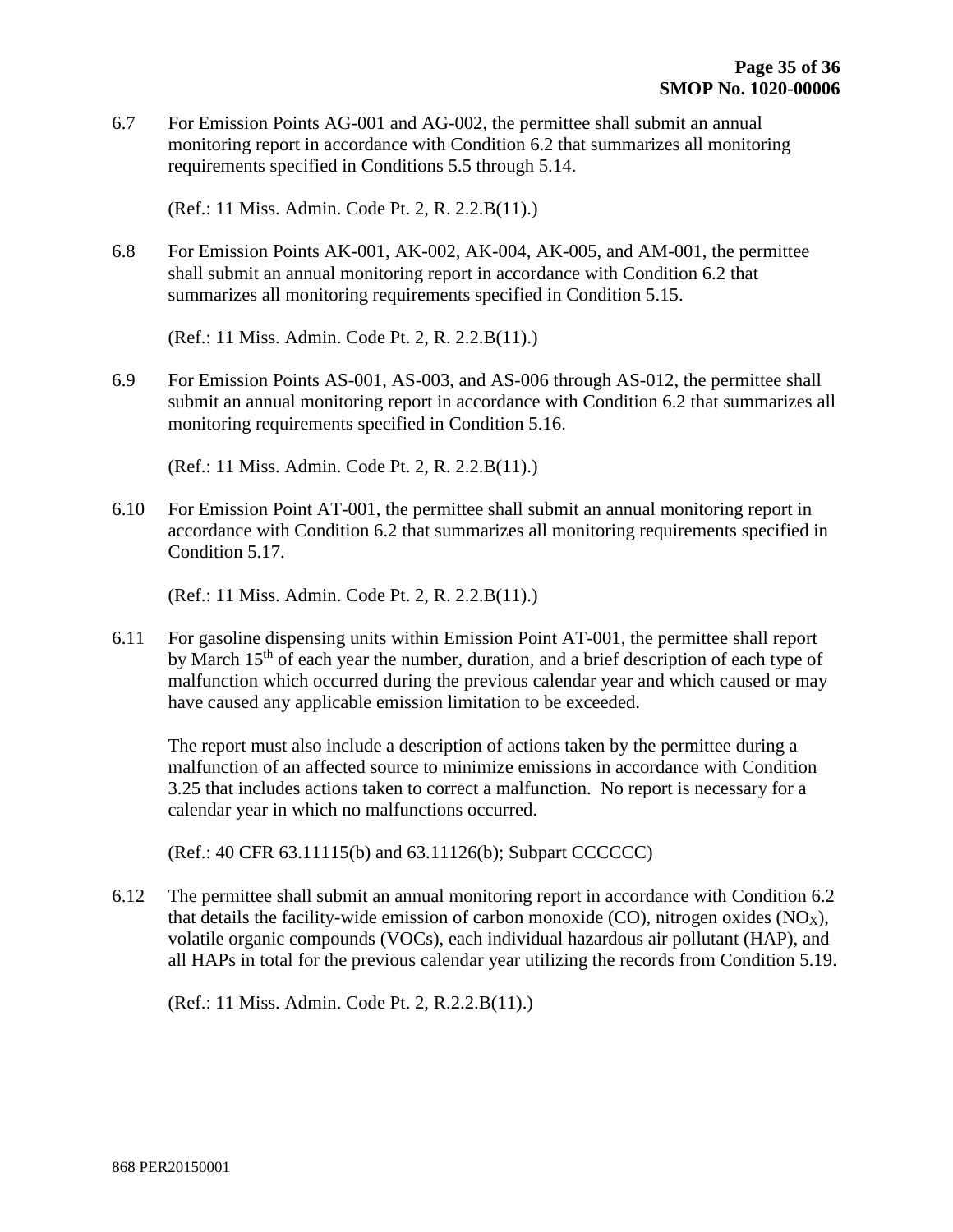6.7 For Emission Points AG-001 and AG-002, the permittee shall submit an annual monitoring report in accordance with Condition 6.2 that summarizes all monitoring requirements specified in Conditions 5.5 through 5.14.

(Ref.: 11 Miss. Admin. Code Pt. 2, R. 2.2.B(11).)

6.8 For Emission Points AK-001, AK-002, AK-004, AK-005, and AM-001, the permittee shall submit an annual monitoring report in accordance with Condition 6.2 that summarizes all monitoring requirements specified in Condition 5.15.

(Ref.: 11 Miss. Admin. Code Pt. 2, R. 2.2.B(11).)

6.9 For Emission Points AS-001, AS-003, and AS-006 through AS-012, the permittee shall submit an annual monitoring report in accordance with Condition 6.2 that summarizes all monitoring requirements specified in Condition 5.16.

(Ref.: 11 Miss. Admin. Code Pt. 2, R. 2.2.B(11).)

6.10 For Emission Point AT-001, the permittee shall submit an annual monitoring report in accordance with Condition 6.2 that summarizes all monitoring requirements specified in Condition 5.17.

(Ref.: 11 Miss. Admin. Code Pt. 2, R. 2.2.B(11).)

6.11 For gasoline dispensing units within Emission Point AT-001, the permittee shall report by March 15th of each year the number, duration, and a brief description of each type of malfunction which occurred during the previous calendar year and which caused or may have caused any applicable emission limitation to be exceeded.

The report must also include a description of actions taken by the permittee during a malfunction of an affected source to minimize emissions in accordance with Condition 3.25 that includes actions taken to correct a malfunction. No report is necessary for a calendar year in which no malfunctions occurred.

(Ref.: 40 CFR 63.11115(b) and 63.11126(b); Subpart CCCCCC)

6.12 The permittee shall submit an annual monitoring report in accordance with Condition 6.2 that details the facility-wide emission of carbon monoxide (CO), nitrogen oxides ($NO_X$), volatile organic compounds (VOCs), each individual hazardous air pollutant (HAP), and all HAPs in total for the previous calendar year utilizing the records from Condition 5.19.

(Ref.: 11 Miss. Admin. Code Pt. 2, R.2.2.B(11).)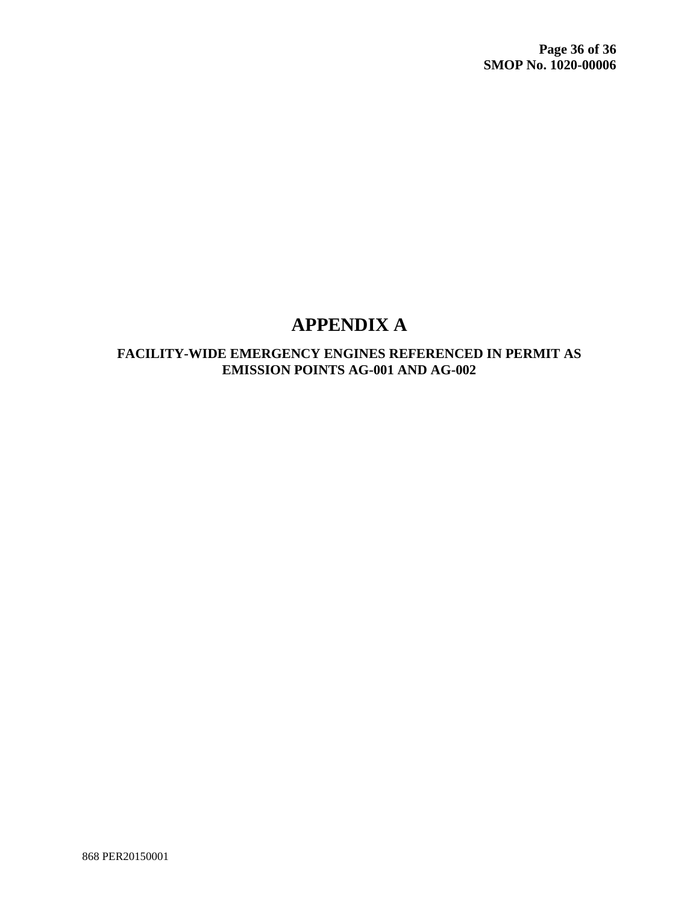# APPENDIX A

## FACILITY-WIDE EMERGENCY ENGINES REFERENCED IN PERMIT AS EMISSION POINTS AG-001 AND AG-002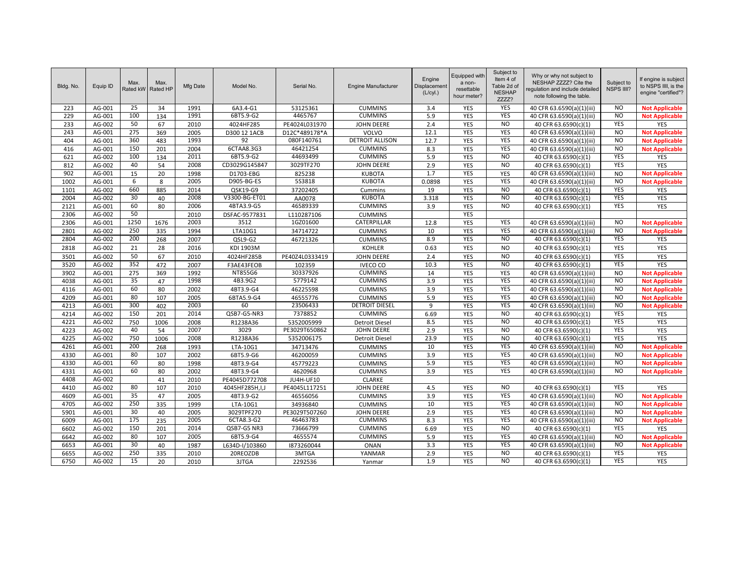| Bldg. No. | Equip ID | Max. Rated kW | Max. Rated HP | Mfg Date | Model No. | Serial No. | Engine Manufacturer | Engine Displacement (L/cyl.) | Equipped with a non-resettable hour meter? | Subject to Item 4 of Table 2d of NESHAP ZZZZ? | Why or why not subject to NESHAP ZZZZ? Cite the regulation and include detailed note following the table. | Subject to NSPS IIII? | If engine is subject to NSPS IIII, is the engine "certified"? |
|---|---|---|---|---|---|---|---|---|---|---|---|---|---|
| 223 | AG-001 | 25 | 34 | 1991 | 6A3.4-G1 | 53125361 | CUMMINS | 3.4 | YES | YES | 40 CFR 63.6590(a)(1)(iii) | NO | **Not Applicable** |
| 229 | AG-001 | 100 | 134 | 1991 | 6BT5.9-G2 | 4465767 | CUMMINS | 5.9 | YES | YES | 40 CFR 63.6590(a)(1)(iii) | NO | **Not Applicable** |
| 233 | AG-002 | 50 | 67 | 2010 | 4024HF285 | PE4024L031970 | JOHN DEERE | 2.4 | YES | NO | 40 CFR 63.6590(c)(1) | YES | YES |
| 243 | AG-001 | 275 | 369 | 2005 | D300 12 1ACB | D12C*489178*A | VOLVO | 12.1 | YES | YES | 40 CFR 63.6590(a)(1)(iii) | NO | **Not Applicable** |
| 404 | AG-001 | 360 | 483 | 1993 | 92 | 080F140761 | DETROIT ALLISON | 12.7 | YES | YES | 40 CFR 63.6590(a)(1)(iii) | NO | **Not Applicable** |
| 416 | AG-001 | 150 | 201 | 2004 | 6CTAA8.3G3 | 46421254 | CUMMINS | 8.3 | YES | YES | 40 CFR 63.6590(a)(1)(iii) | NO | **Not Applicable** |
| 621 | AG-002 | 100 | 134 | 2011 | 6BT5.9-G2 | 44693499 | CUMMINS | 5.9 | YES | NO | 40 CFR 63.6590(c)(1) | YES | YES |
| 812 | AG-002 | 40 | 54 | 2008 | CD3029G145847 | 3029TF270 | JOHN DEERE | 2.9 | YES | NO | 40 CFR 63.6590(c)(1) | YES | YES |
| 902 | AG-001 | 15 | 20 | 1998 | D1703-EBG | 825238 | KUBOTA | 1.7 | YES | YES | 40 CFR 63.6590(a)(1)(iii) | NO | **Not Applicable** |
| 1002 | AG-001 | 6 | 8 | 2005 | D905-BG-ES | 5S3818 | KUBOTA | 0.0898 | YES | YES | 40 CFR 63.6590(a)(1)(iii) | NO | **Not Applicable** |
| 1101 | AG-002 | 660 | 885 | 2014 | QSK19-G9 | 37202405 | Cummins | 19 | YES | NO | 40 CFR 63.6590(c)(1) | YES | YES |
| 2004 | AG-002 | 30 | 40 | 2008 | V3300-BG-ET01 | AA0078 | KUBOTA | 3.318 | YES | NO | 40 CFR 63.6590(c)(1) | YES | YES |
| 2121 | AG-001 | 60 | 80 | 2006 | 4BTA3.9-G5 | 46589339 | CUMMINS | 3.9 | YES | NO | 40 CFR 63.6590(c)(1) | YES | YES |
| 2306 | AG-002 | 50 | | 2010 | DSFAC-9577831 | L110287106 | CUMMINS | | YES | | | | |
| 2306 | AG-001 | 1250 | 1676 | 2003 | 3512 | 1GZ01600 | CATERPILLAR | 12.8 | YES | YES | 40 CFR 63.6590(a)(1)(iii) | NO | **Not Applicable** |
| 2801 | AG-002 | 250 | 335 | 1994 | LTA10G1 | 34714722 | CUMMINS | 10 | YES | YES | 40 CFR 63.6590(a)(1)(iii) | NO | **Not Applicable** |
| 2804 | AG-002 | 200 | 268 | 2007 | QSL9-G2 | 46721326 | CUMMINS | 8.9 | YES | NO | 40 CFR 63.6590(c)(1) | YES | YES |
| 2818 | AG-002 | 21 | 28 | 2016 | KDI 1903M | | KOHLER | 0.63 | YES | NO | 40 CFR 63.6590(c)(1) | YES | YES |
| 3501 | AG-002 | 50 | 67 | 2010 | 4024HF285B | PE40Z4L0333419 | JOHN DEERE | 2.4 | YES | NO | 40 CFR 63.6590(c)(1) | YES | YES |
| 3520 | AG-002 | 352 | 472 | 2007 | F3AE43FEOB | 102359 | IVECO CO | 10.3 | YES | NO | 40 CFR 63.6590(c)(1) | YES | YES |
| 3902 | AG-001 | 275 | 369 | 1992 | NT855G6 | 30337926 | CUMMINS | 14 | YES | YES | 40 CFR 63.6590(a)(1)(iii) | NO | **Not Applicable** |
| 4038 | AG-001 | 35 | 47 | 1998 | 4B3.9G2 | 5779142 | CUMMINS | 3.9 | YES | YES | 40 CFR 63.6590(a)(1)(iii) | NO | **Not Applicable** |
| 4116 | AG-001 | 60 | 80 | 2002 | 4BT3.9-G4 | 46225598 | CUMMINS | 3.9 | YES | YES | 40 CFR 63.6590(a)(1)(iii) | NO | **Not Applicable** |
| 4209 | AG-001 | 80 | 107 | 2005 | 6BTA5.9-G4 | 46555776 | CUMMINS | 5.9 | YES | YES | 40 CFR 63.6590(a)(1)(iii) | NO | **Not Applicable** |
| 4213 | AG-001 | 300 | 402 | 2003 | 60 | 23506433 | DETROIT DIESEL | 9 | YES | YES | 40 CFR 63.6590(a)(1)(iii) | NO | **Not Applicable** |
| 4214 | AG-002 | 150 | 201 | 2014 | QSB7-G5-NR3 | 7378852 | CUMMINS | 6.69 | YES | NO | 40 CFR 63.6590(c)(1) | YES | YES |
| 4221 | AG-002 | 750 | 1006 | 2008 | R1238A36 | 5352005999 | Detroit Diesel | 8.5 | YES | NO | 40 CFR 63.6590(c)(1) | YES | YES |
| 4223 | AG-002 | 40 | 54 | 2007 | 3029 | PE3029T650862 | JOHN DEERE | 2.9 | YES | NO | 40 CFR 63.6590(c)(1) | YES | YES |
| 4225 | AG-002 | 750 | 1006 | 2008 | R1238A36 | 5352006175 | Detroit Diesel | 23.9 | YES | NO | 40 CFR 63.6590(c)(1) | YES | YES |
| 4261 | AG-001 | 200 | 268 | 1993 | LTA-10G1 | 34713476 | CUMMINS | 10 | YES | YES | 40 CFR 63.6590(a)(1)(iii) | NO | **Not Applicable** |
| 4330 | AG-001 | 80 | 107 | 2002 | 6BT5.9-G6 | 46200059 | CUMMINS | 3.9 | YES | YES | 40 CFR 63.6590(a)(1)(iii) | NO | **Not Applicable** |
| 4330 | AG-001 | 60 | 80 | 1998 | 4BT3.9-G4 | 45779223 | CUMMINS | 5.9 | YES | YES | 40 CFR 63.6590(a)(1)(iii) | NO | **Not Applicable** |
| 4331 | AG-001 | 60 | 80 | 2002 | 4BT3.9-G4 | 4620968 | CUMMINS | 3.9 | YES | YES | 40 CFR 63.6590(a)(1)(iii) | NO | **Not Applicable** |
| 4408 | AG-002 | | 41 | 2010 | PE4045D772708 | JU4H-UF10 | CLARKE | | | | | | |
| 4410 | AG-002 | 80 | 107 | 2010 | 4045HF285H,I,J | PE4045L117251 | JOHN DEERE | 4.5 | YES | NO | 40 CFR 63.6590(c)(1) | YES | YES |
| 4609 | AG-001 | 35 | 47 | 2005 | 4BT3.9-G2 | 46556056 | CUMMINS | 3.9 | YES | YES | 40 CFR 63.6590(a)(1)(iii) | NO | **Not Applicable** |
| 4705 | AG-002 | 250 | 335 | 1999 | LTA-10G1 | 34936840 | CUMMINS | 10 | YES | YES | 40 CFR 63.6590(a)(1)(iii) | NO | **Not Applicable** |
| 5901 | AG-001 | 30 | 40 | 2005 | 3029TPF270 | PE3029T507260 | JOHN DEERE | 2.9 | YES | YES | 40 CFR 63.6590(a)(1)(iii) | NO | **Not Applicable** |
| 6009 | AG-001 | 175 | 235 | 2005 | 6CTA8.3-G2 | 46463783 | CUMMINS | 8.3 | YES | YES | 40 CFR 63.6590(a)(1)(iii) | NO | **Not Applicable** |
| 6602 | AG-002 | 150 | 201 | 2014 | QSB7-G5 NR3 | 73666799 | CUMMINS | 6.69 | YES | NO | 40 CFR 63.6590(c)(1) | YES | YES |
| 6642 | AG-002 | 80 | 107 | 2005 | 6BT5.9-G4 | 4655574 | CUMMINS | 5.9 | YES | YES | 40 CFR 63.6590(a)(1)(iii) | NO | **Not Applicable** |
| 6653 | AG-001 | 30 | 40 | 1987 | L634D-I/103860 | I873260044 | ONAN | 3.3 | YES | YES | 40 CFR 63.6590(a)(1)(iii) | NO | **Not Applicable** |
| 6655 | AG-002 | 250 | 335 | 2010 | 20REOZDB | 3MTGA | YANMAR | 2.9 | YES | NO | 40 CFR 63.6590(c)(1) | YES | YES |
| 6750 | AG-002 | 15 | 20 | 2010 | 3JTGA | 2292536 | Yanmar | 1.9 | YES | NO | 40 CFR 63.6590(c)(1) | YES | YES |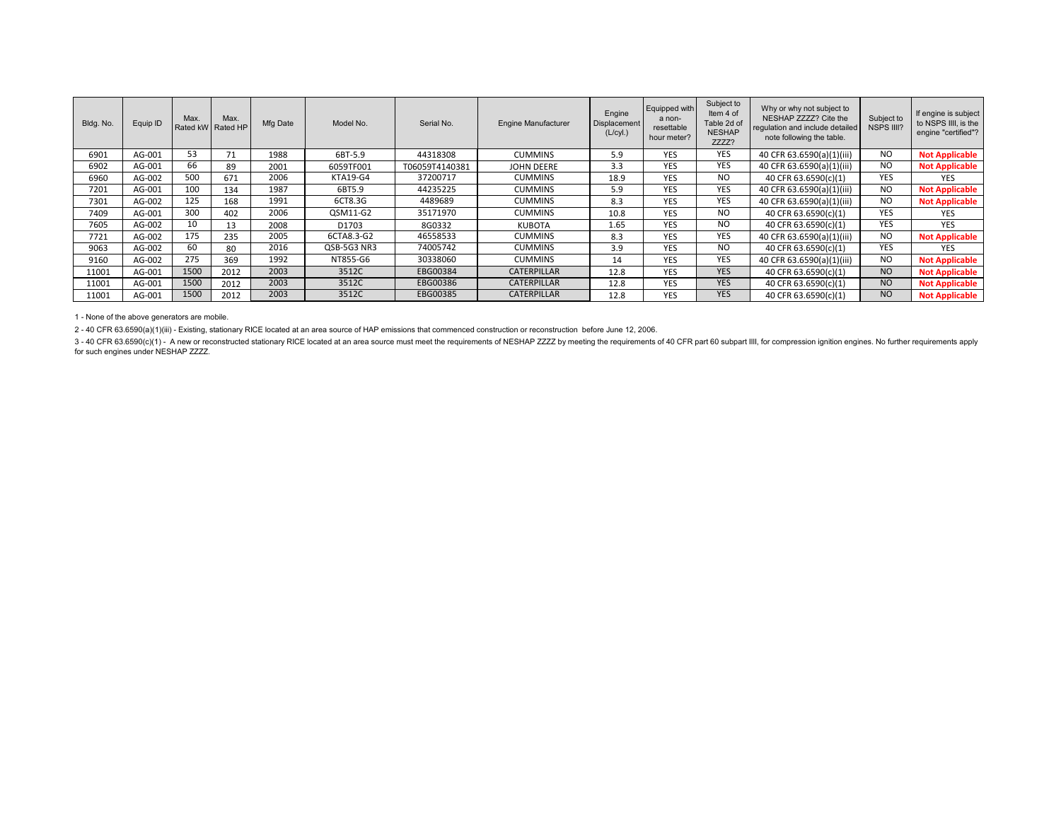| Bldg. No. | Equip ID | Max. Rated kW | Max. Rated HP | Mfg Date | Model No. | Serial No. | Engine Manufacturer | Engine Displacement (L/cyl.) | Equipped with a non-resettable hour meter? | Subject to Item 4 of Table 2d of NESHAP ZZZZ? | Why or why not subject to NESHAP ZZZZ? Cite the regulation and include detailed note following the table. | Subject to NSPS IIII? | If engine is subject to NSPS IIII, is the engine "certified"? |
|---|---|---|---|---|---|---|---|---|---|---|---|---|---|
| 6901 | AG-001 | 53 | 71 | 1988 | 6BT-5.9 | 44318308 | CUMMINS | 5.9 | YES | YES | 40 CFR 63.6590(a)(1)(iii) | NO | **Not Applicable** |
| 6902 | AG-001 | 66 | 89 | 2001 | 6059TF001 | T06059T4140381 | JOHN DEERE | 3.3 | YES | YES | 40 CFR 63.6590(a)(1)(iii) | NO | **Not Applicable** |
| 6960 | AG-002 | 500 | 671 | 2006 | KTA19-G4 | 37200717 | CUMMINS | 18.9 | YES | NO | 40 CFR 63.6590(c)(1) | YES | YES |
| 7201 | AG-001 | 100 | 134 | 1987 | 6BT5.9 | 44235225 | CUMMINS | 5.9 | YES | YES | 40 CFR 63.6590(a)(1)(iii) | NO | **Not Applicable** |
| 7301 | AG-002 | 125 | 168 | 1991 | 6CT8.3G | 4489689 | CUMMINS | 8.3 | YES | YES | 40 CFR 63.6590(a)(1)(iii) | NO | **Not Applicable** |
| 7409 | AG-001 | 300 | 402 | 2006 | QSM11-G2 | 35171970 | CUMMINS | 10.8 | YES | NO | 40 CFR 63.6590(c)(1) | YES | YES |
| 7605 | AG-002 | 10 | 13 | 2008 | D1703 | 8G0332 | KUBOTA | 1.65 | YES | NO | 40 CFR 63.6590(c)(1) | YES | YES |
| 7721 | AG-002 | 175 | 235 | 2005 | 6CTA8.3-G2 | 46558533 | CUMMINS | 8.3 | YES | YES | 40 CFR 63.6590(a)(1)(iii) | NO | **Not Applicable** |
| 9063 | AG-002 | 60 | 80 | 2016 | QSB-5G3 NR3 | 74005742 | CUMMINS | 3.9 | YES | NO | 40 CFR 63.6590(c)(1) | YES | YES |
| 9160 | AG-002 | 275 | 369 | 1992 | NT855-G6 | 30338060 | CUMMINS | 14 | YES | YES | 40 CFR 63.6590(a)(1)(iii) | NO | **Not Applicable** |
| 11001 | AG-001 | 1500 | 2012 | 2003 | 3512C | EBG00384 | CATERPILLAR | 12.8 | YES | YES | 40 CFR 63.6590(c)(1) | NO | **Not Applicable** |
| 11001 | AG-001 | 1500 | 2012 | 2003 | 3512C | EBG00386 | CATERPILLAR | 12.8 | YES | YES | 40 CFR 63.6590(c)(1) | NO | **Not Applicable** |
| 11001 | AG-001 | 1500 | 2012 | 2003 | 3512C | EBG00385 | CATERPILLAR | 12.8 | YES | YES | 40 CFR 63.6590(c)(1) | NO | **Not Applicable** |

1 - None of the above generators are mobile.

2 - 40 CFR 63.6590(a)(1)(iii) - Existing, stationary RICE located at an area source of HAP emissions that commenced construction or reconstruction before June 12, 2006.

3 - 40 CFR 63.6590(c)(1) - A new or reconstructed stationary RICE located at an area source must meet the requirements of NESHAP ZZZZ by meeting the requirements of 40 CFR part 60 subpart IIII, for compression ignition engines. No further requirements apply for such engines under NESHAP ZZZZ.